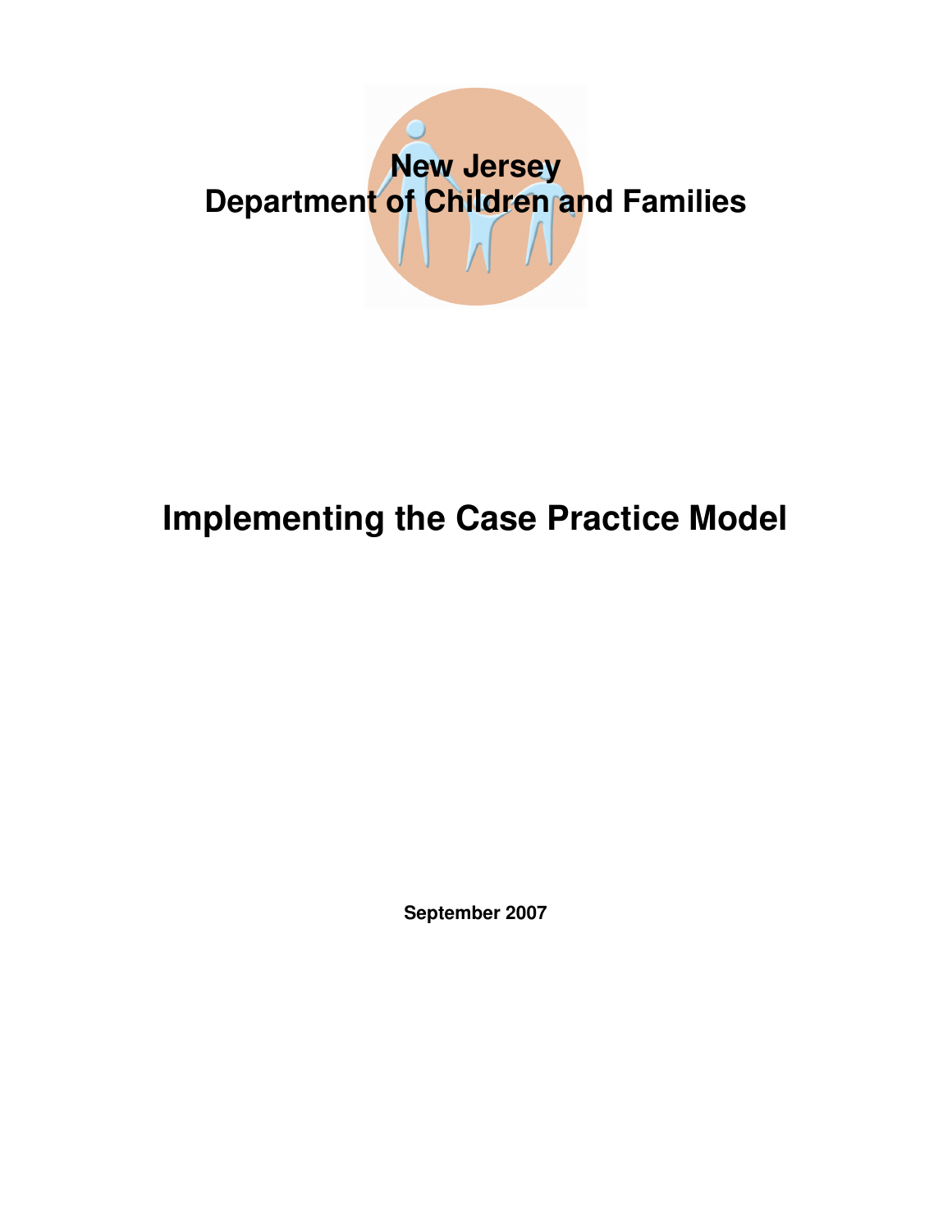# New Jersey
# Department of Children and Families

# Implementing the Case Practice Model

**September 2007**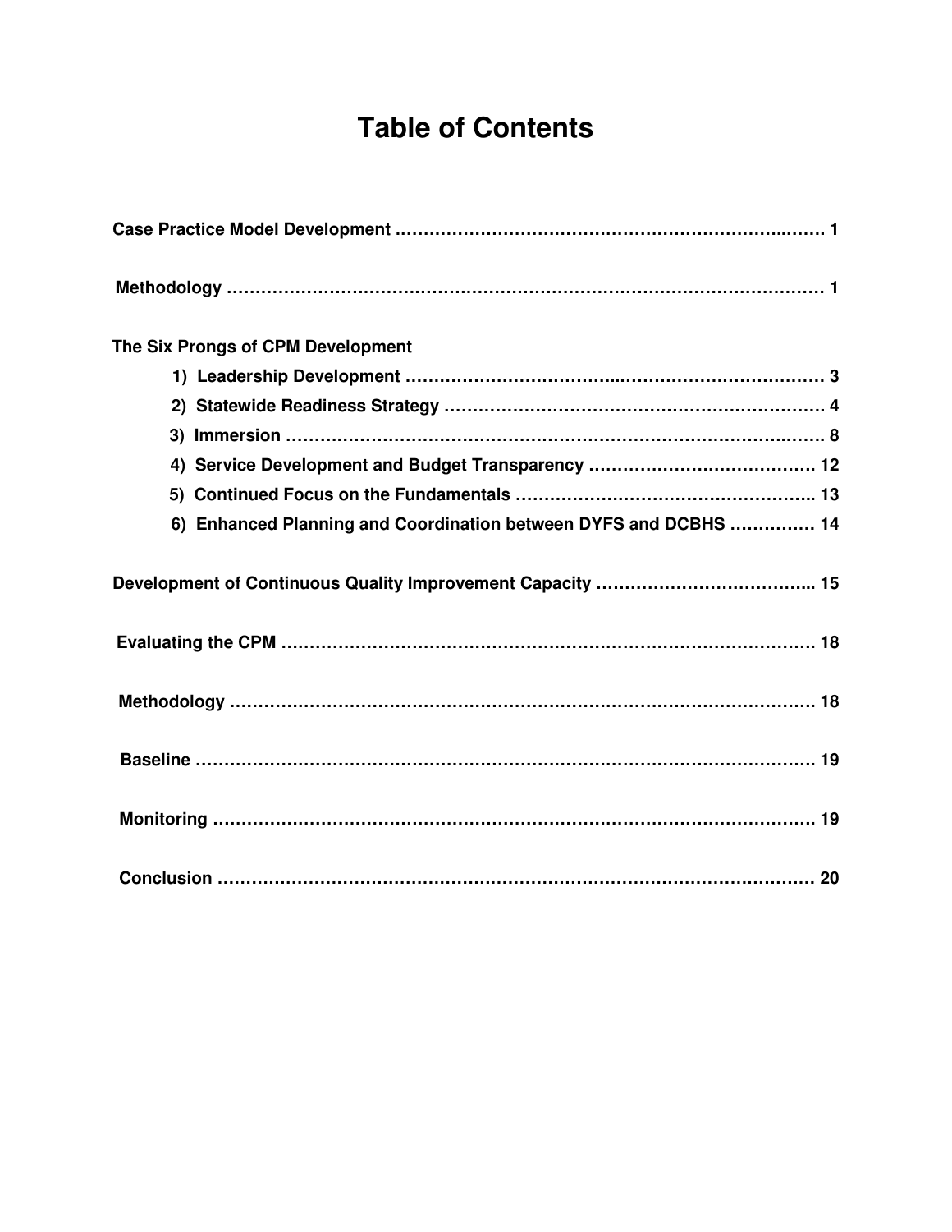# Table of Contents

**Case Practice Model Development** ………………………………………………………………… 1

**Methodology** ……………………………………………………………………………………… 1

**The Six Prongs of CPM Development**

- **1) Leadership Development** ………………………………………………………… 3
- **2) Statewide Readiness Strategy** …………………………………………………… 4
- **3) Immersion** ……………………………………………………………………………… 8
- **4) Service Development and Budget Transparency** ………………………………. 12
- **5) Continued Focus on the Fundamentals** ………………………………………….. 13
- **6) Enhanced Planning and Coordination between DYFS and DCBHS** …………… 14

**Development of Continuous Quality Improvement Capacity** ……………………………….. 15

**Evaluating the CPM** ……………………………………………………………………………. 18

**Methodology** ……………………………………………………………………………………. 18

**Baseline** …………………………………………………………………………………………. 19

**Monitoring** ………………………………………………………………………………………. 19

**Conclusion** ………………………………………………………………………………………. 20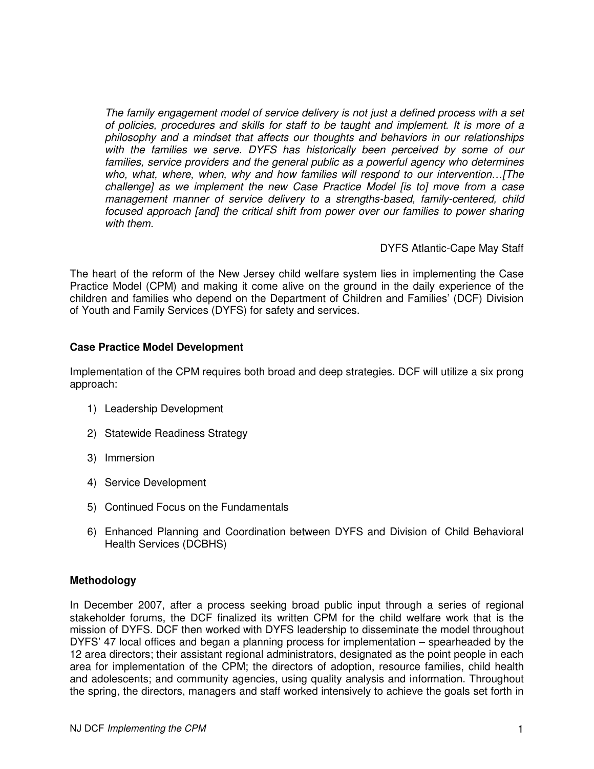> *The family engagement model of service delivery is not just a defined process with a set of policies, procedures and skills for staff to be taught and implement. It is more of a philosophy and a mindset that affects our thoughts and behaviors in our relationships with the families we serve. DYFS has historically been perceived by some of our families, service providers and the general public as a powerful agency who determines who, what, where, when, why and how families will respond to our intervention…[The challenge] as we implement the new Case Practice Model [is to] move from a case management manner of service delivery to a strengths-based, family-centered, child focused approach [and] the critical shift from power over our families to power sharing with them.*
>
> DYFS Atlantic-Cape May Staff

The heart of the reform of the New Jersey child welfare system lies in implementing the Case Practice Model (CPM) and making it come alive on the ground in the daily experience of the children and families who depend on the Department of Children and Families' (DCF) Division of Youth and Family Services (DYFS) for safety and services.

### Case Practice Model Development

Implementation of the CPM requires both broad and deep strategies. DCF will utilize a six prong approach:

1) Leadership Development
2) Statewide Readiness Strategy
3) Immersion
4) Service Development
5) Continued Focus on the Fundamentals
6) Enhanced Planning and Coordination between DYFS and Division of Child Behavioral Health Services (DCBHS)

### Methodology

In December 2007, after a process seeking broad public input through a series of regional stakeholder forums, the DCF finalized its written CPM for the child welfare work that is the mission of DYFS. DCF then worked with DYFS leadership to disseminate the model throughout DYFS' 47 local offices and began a planning process for implementation – spearheaded by the 12 area directors; their assistant regional administrators, designated as the point people in each area for implementation of the CPM; the directors of adoption, resource families, child health and adolescents; and community agencies, using quality analysis and information. Throughout the spring, the directors, managers and staff worked intensively to achieve the goals set forth in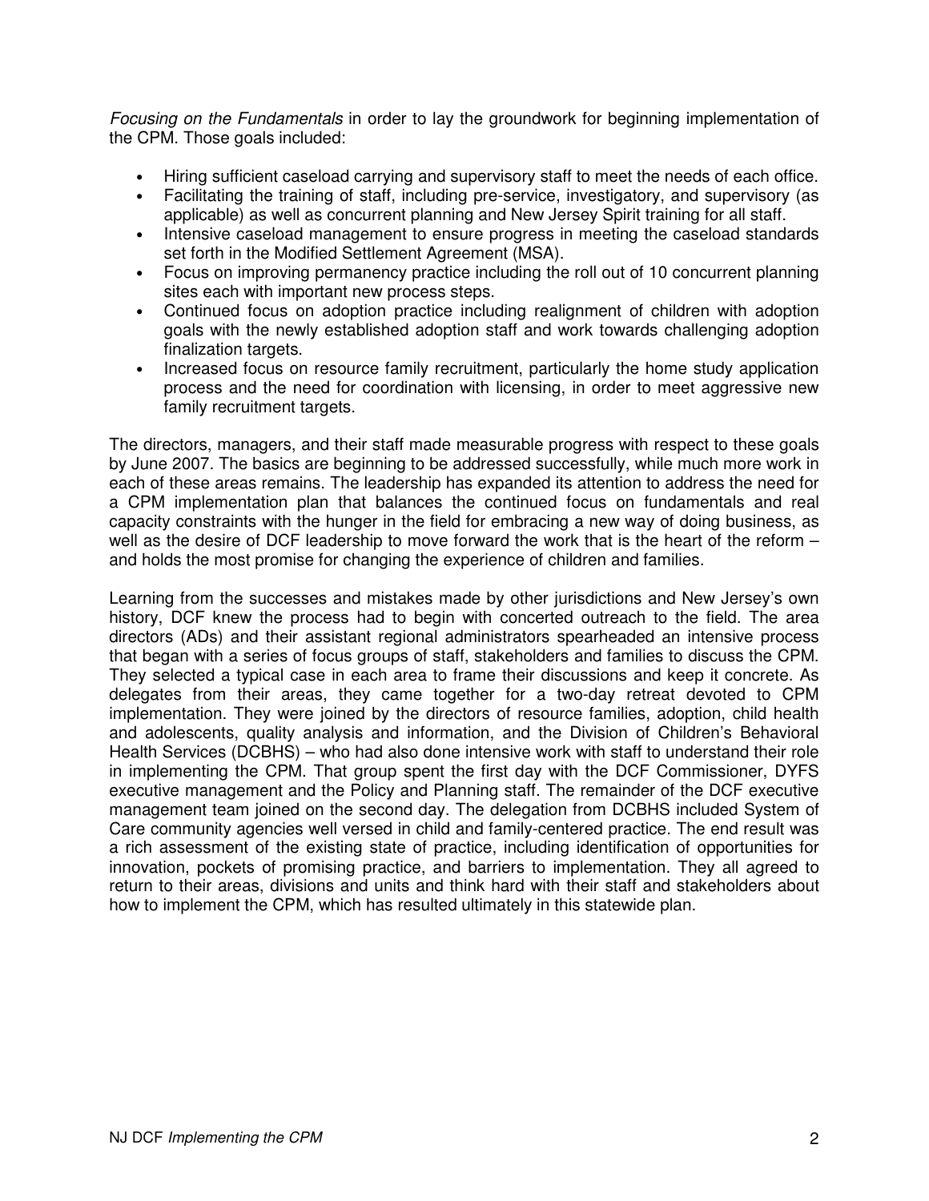*Focusing on the Fundamentals* in order to lay the groundwork for beginning implementation of the CPM. Those goals included:

- Hiring sufficient caseload carrying and supervisory staff to meet the needs of each office.
- Facilitating the training of staff, including pre-service, investigatory, and supervisory (as applicable) as well as concurrent planning and New Jersey Spirit training for all staff.
- Intensive caseload management to ensure progress in meeting the caseload standards set forth in the Modified Settlement Agreement (MSA).
- Focus on improving permanency practice including the roll out of 10 concurrent planning sites each with important new process steps.
- Continued focus on adoption practice including realignment of children with adoption goals with the newly established adoption staff and work towards challenging adoption finalization targets.
- Increased focus on resource family recruitment, particularly the home study application process and the need for coordination with licensing, in order to meet aggressive new family recruitment targets.

The directors, managers, and their staff made measurable progress with respect to these goals by June 2007. The basics are beginning to be addressed successfully, while much more work in each of these areas remains. The leadership has expanded its attention to address the need for a CPM implementation plan that balances the continued focus on fundamentals and real capacity constraints with the hunger in the field for embracing a new way of doing business, as well as the desire of DCF leadership to move forward the work that is the heart of the reform – and holds the most promise for changing the experience of children and families.

Learning from the successes and mistakes made by other jurisdictions and New Jersey's own history, DCF knew the process had to begin with concerted outreach to the field. The area directors (ADs) and their assistant regional administrators spearheaded an intensive process that began with a series of focus groups of staff, stakeholders and families to discuss the CPM. They selected a typical case in each area to frame their discussions and keep it concrete. As delegates from their areas, they came together for a two-day retreat devoted to CPM implementation. They were joined by the directors of resource families, adoption, child health and adolescents, quality analysis and information, and the Division of Children's Behavioral Health Services (DCBHS) – who had also done intensive work with staff to understand their role in implementing the CPM. That group spent the first day with the DCF Commissioner, DYFS executive management and the Policy and Planning staff. The remainder of the DCF executive management team joined on the second day. The delegation from DCBHS included System of Care community agencies well versed in child and family-centered practice. The end result was a rich assessment of the existing state of practice, including identification of opportunities for innovation, pockets of promising practice, and barriers to implementation. They all agreed to return to their areas, divisions and units and think hard with their staff and stakeholders about how to implement the CPM, which has resulted ultimately in this statewide plan.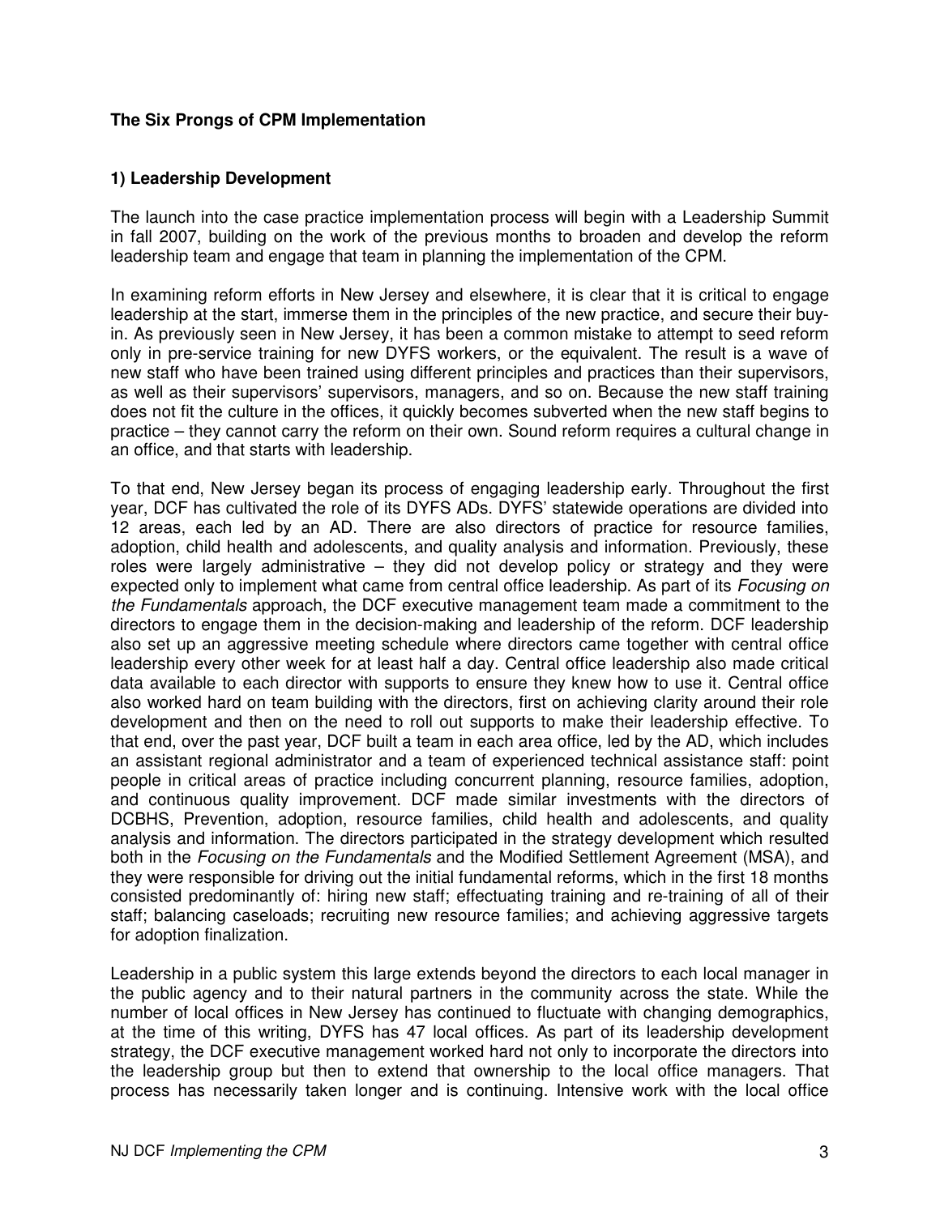## The Six Prongs of CPM Implementation

### 1) Leadership Development

The launch into the case practice implementation process will begin with a Leadership Summit in fall 2007, building on the work of the previous months to broaden and develop the reform leadership team and engage that team in planning the implementation of the CPM.

In examining reform efforts in New Jersey and elsewhere, it is clear that it is critical to engage leadership at the start, immerse them in the principles of the new practice, and secure their buy-in. As previously seen in New Jersey, it has been a common mistake to attempt to seed reform only in pre-service training for new DYFS workers, or the equivalent. The result is a wave of new staff who have been trained using different principles and practices than their supervisors, as well as their supervisors' supervisors, managers, and so on. Because the new staff training does not fit the culture in the offices, it quickly becomes subverted when the new staff begins to practice – they cannot carry the reform on their own. Sound reform requires a cultural change in an office, and that starts with leadership.

To that end, New Jersey began its process of engaging leadership early. Throughout the first year, DCF has cultivated the role of its DYFS ADs. DYFS' statewide operations are divided into 12 areas, each led by an AD. There are also directors of practice for resource families, adoption, child health and adolescents, and quality analysis and information. Previously, these roles were largely administrative – they did not develop policy or strategy and they were expected only to implement what came from central office leadership. As part of its *Focusing on the Fundamentals* approach, the DCF executive management team made a commitment to the directors to engage them in the decision-making and leadership of the reform. DCF leadership also set up an aggressive meeting schedule where directors came together with central office leadership every other week for at least half a day. Central office leadership also made critical data available to each director with supports to ensure they knew how to use it. Central office also worked hard on team building with the directors, first on achieving clarity around their role development and then on the need to roll out supports to make their leadership effective. To that end, over the past year, DCF built a team in each area office, led by the AD, which includes an assistant regional administrator and a team of experienced technical assistance staff: point people in critical areas of practice including concurrent planning, resource families, adoption, and continuous quality improvement. DCF made similar investments with the directors of DCBHS, Prevention, adoption, resource families, child health and adolescents, and quality analysis and information. The directors participated in the strategy development which resulted both in the *Focusing on the Fundamentals* and the Modified Settlement Agreement (MSA), and they were responsible for driving out the initial fundamental reforms, which in the first 18 months consisted predominantly of: hiring new staff; effectuating training and re-training of all of their staff; balancing caseloads; recruiting new resource families; and achieving aggressive targets for adoption finalization.

Leadership in a public system this large extends beyond the directors to each local manager in the public agency and to their natural partners in the community across the state. While the number of local offices in New Jersey has continued to fluctuate with changing demographics, at the time of this writing, DYFS has 47 local offices. As part of its leadership development strategy, the DCF executive management worked hard not only to incorporate the directors into the leadership group but then to extend that ownership to the local office managers. That process has necessarily taken longer and is continuing. Intensive work with the local office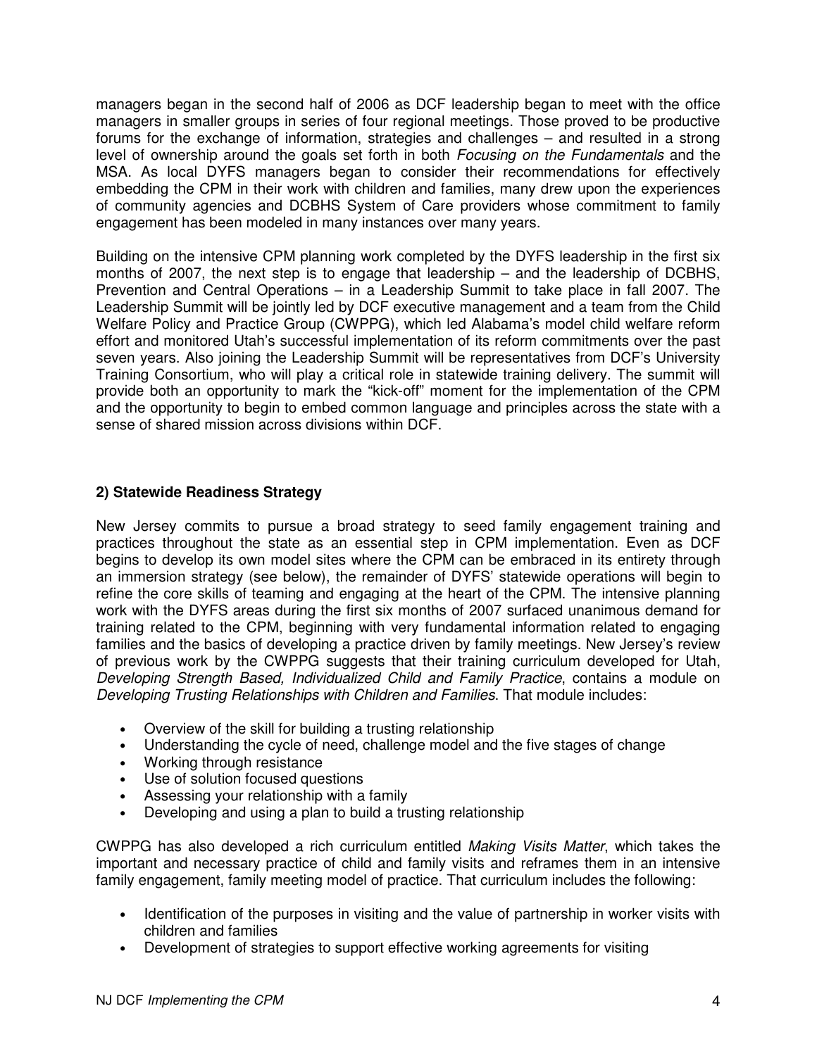managers began in the second half of 2006 as DCF leadership began to meet with the office managers in smaller groups in series of four regional meetings. Those proved to be productive forums for the exchange of information, strategies and challenges – and resulted in a strong level of ownership around the goals set forth in both *Focusing on the Fundamentals* and the MSA. As local DYFS managers began to consider their recommendations for effectively embedding the CPM in their work with children and families, many drew upon the experiences of community agencies and DCBHS System of Care providers whose commitment to family engagement has been modeled in many instances over many years.

Building on the intensive CPM planning work completed by the DYFS leadership in the first six months of 2007, the next step is to engage that leadership – and the leadership of DCBHS, Prevention and Central Operations – in a Leadership Summit to take place in fall 2007. The Leadership Summit will be jointly led by DCF executive management and a team from the Child Welfare Policy and Practice Group (CWPPG), which led Alabama's model child welfare reform effort and monitored Utah's successful implementation of its reform commitments over the past seven years. Also joining the Leadership Summit will be representatives from DCF's University Training Consortium, who will play a critical role in statewide training delivery. The summit will provide both an opportunity to mark the "kick-off" moment for the implementation of the CPM and the opportunity to begin to embed common language and principles across the state with a sense of shared mission across divisions within DCF.

**2) Statewide Readiness Strategy**

New Jersey commits to pursue a broad strategy to seed family engagement training and practices throughout the state as an essential step in CPM implementation. Even as DCF begins to develop its own model sites where the CPM can be embraced in its entirety through an immersion strategy (see below), the remainder of DYFS' statewide operations will begin to refine the core skills of teaming and engaging at the heart of the CPM. The intensive planning work with the DYFS areas during the first six months of 2007 surfaced unanimous demand for training related to the CPM, beginning with very fundamental information related to engaging families and the basics of developing a practice driven by family meetings. New Jersey's review of previous work by the CWPPG suggests that their training curriculum developed for Utah, *Developing Strength Based, Individualized Child and Family Practice*, contains a module on *Developing Trusting Relationships with Children and Families*. That module includes:

- Overview of the skill for building a trusting relationship
- Understanding the cycle of need, challenge model and the five stages of change
- Working through resistance
- Use of solution focused questions
- Assessing your relationship with a family
- Developing and using a plan to build a trusting relationship

CWPPG has also developed a rich curriculum entitled *Making Visits Matter*, which takes the important and necessary practice of child and family visits and reframes them in an intensive family engagement, family meeting model of practice. That curriculum includes the following:

- Identification of the purposes in visiting and the value of partnership in worker visits with children and families
- Development of strategies to support effective working agreements for visiting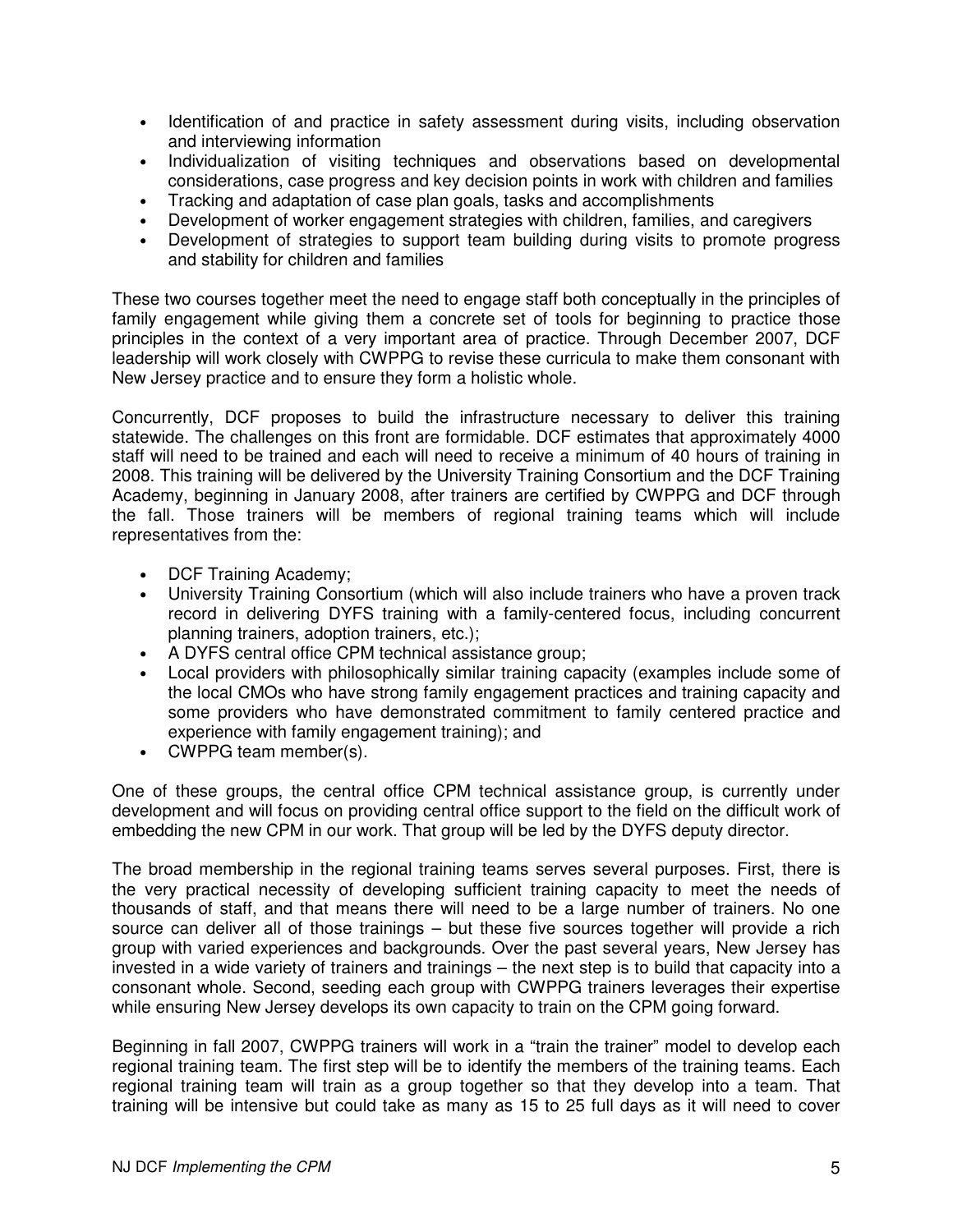- Identification of and practice in safety assessment during visits, including observation and interviewing information
- Individualization of visiting techniques and observations based on developmental considerations, case progress and key decision points in work with children and families
- Tracking and adaptation of case plan goals, tasks and accomplishments
- Development of worker engagement strategies with children, families, and caregivers
- Development of strategies to support team building during visits to promote progress and stability for children and families

These two courses together meet the need to engage staff both conceptually in the principles of family engagement while giving them a concrete set of tools for beginning to practice those principles in the context of a very important area of practice. Through December 2007, DCF leadership will work closely with CWPPG to revise these curricula to make them consonant with New Jersey practice and to ensure they form a holistic whole.

Concurrently, DCF proposes to build the infrastructure necessary to deliver this training statewide. The challenges on this front are formidable. DCF estimates that approximately 4000 staff will need to be trained and each will need to receive a minimum of 40 hours of training in 2008. This training will be delivered by the University Training Consortium and the DCF Training Academy, beginning in January 2008, after trainers are certified by CWPPG and DCF through the fall. Those trainers will be members of regional training teams which will include representatives from the:

- DCF Training Academy;
- University Training Consortium (which will also include trainers who have a proven track record in delivering DYFS training with a family-centered focus, including concurrent planning trainers, adoption trainers, etc.);
- A DYFS central office CPM technical assistance group;
- Local providers with philosophically similar training capacity (examples include some of the local CMOs who have strong family engagement practices and training capacity and some providers who have demonstrated commitment to family centered practice and experience with family engagement training); and
- CWPPG team member(s).

One of these groups, the central office CPM technical assistance group, is currently under development and will focus on providing central office support to the field on the difficult work of embedding the new CPM in our work. That group will be led by the DYFS deputy director.

The broad membership in the regional training teams serves several purposes. First, there is the very practical necessity of developing sufficient training capacity to meet the needs of thousands of staff, and that means there will need to be a large number of trainers. No one source can deliver all of those trainings – but these five sources together will provide a rich group with varied experiences and backgrounds. Over the past several years, New Jersey has invested in a wide variety of trainers and trainings – the next step is to build that capacity into a consonant whole. Second, seeding each group with CWPPG trainers leverages their expertise while ensuring New Jersey develops its own capacity to train on the CPM going forward.

Beginning in fall 2007, CWPPG trainers will work in a "train the trainer" model to develop each regional training team. The first step will be to identify the members of the training teams. Each regional training team will train as a group together so that they develop into a team. That training will be intensive but could take as many as 15 to 25 full days as it will need to cover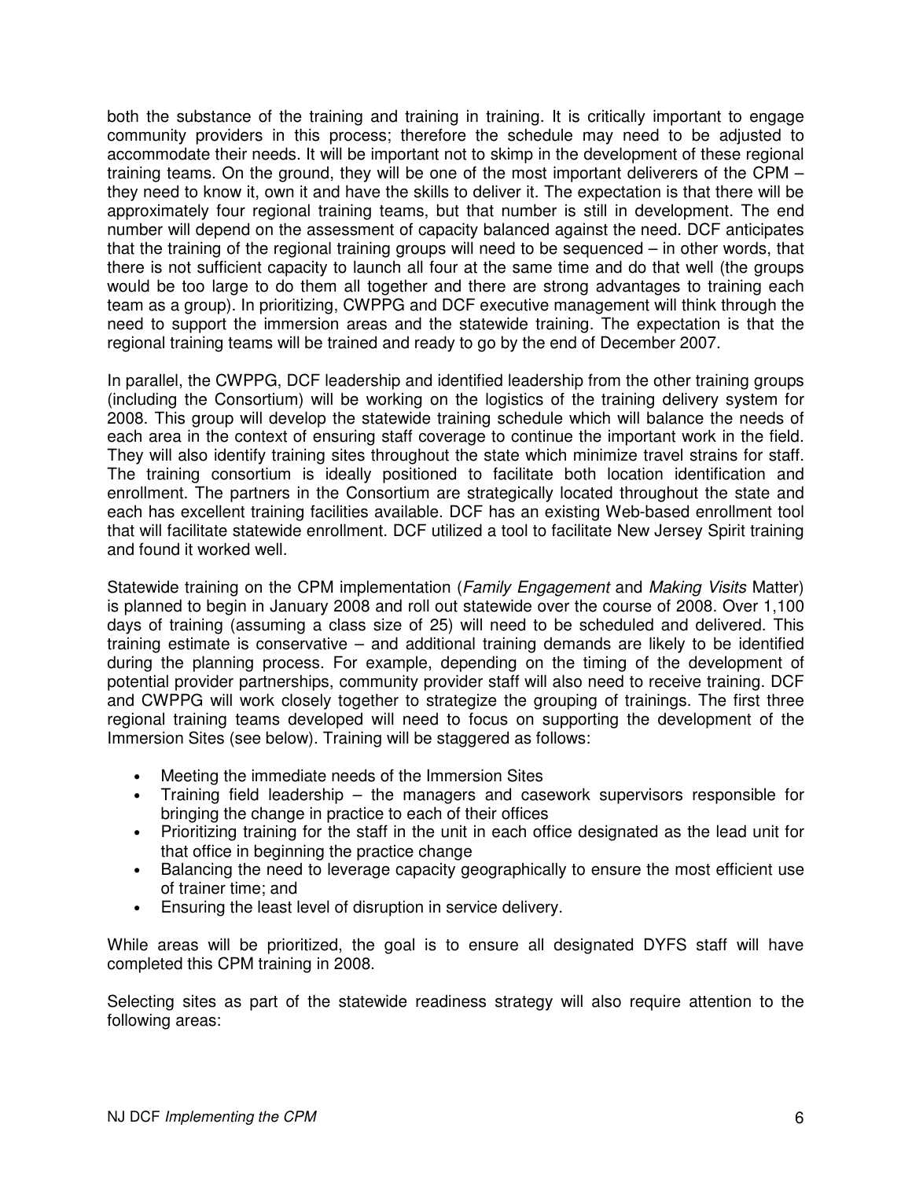both the substance of the training and training in training. It is critically important to engage community providers in this process; therefore the schedule may need to be adjusted to accommodate their needs. It will be important not to skimp in the development of these regional training teams. On the ground, they will be one of the most important deliverers of the CPM – they need to know it, own it and have the skills to deliver it. The expectation is that there will be approximately four regional training teams, but that number is still in development. The end number will depend on the assessment of capacity balanced against the need. DCF anticipates that the training of the regional training groups will need to be sequenced – in other words, that there is not sufficient capacity to launch all four at the same time and do that well (the groups would be too large to do them all together and there are strong advantages to training each team as a group). In prioritizing, CWPPG and DCF executive management will think through the need to support the immersion areas and the statewide training. The expectation is that the regional training teams will be trained and ready to go by the end of December 2007.

In parallel, the CWPPG, DCF leadership and identified leadership from the other training groups (including the Consortium) will be working on the logistics of the training delivery system for 2008. This group will develop the statewide training schedule which will balance the needs of each area in the context of ensuring staff coverage to continue the important work in the field. They will also identify training sites throughout the state which minimize travel strains for staff. The training consortium is ideally positioned to facilitate both location identification and enrollment. The partners in the Consortium are strategically located throughout the state and each has excellent training facilities available. DCF has an existing Web-based enrollment tool that will facilitate statewide enrollment. DCF utilized a tool to facilitate New Jersey Spirit training and found it worked well.

Statewide training on the CPM implementation (*Family Engagement* and *Making Visits* Matter) is planned to begin in January 2008 and roll out statewide over the course of 2008. Over 1,100 days of training (assuming a class size of 25) will need to be scheduled and delivered. This training estimate is conservative – and additional training demands are likely to be identified during the planning process. For example, depending on the timing of the development of potential provider partnerships, community provider staff will also need to receive training. DCF and CWPPG will work closely together to strategize the grouping of trainings. The first three regional training teams developed will need to focus on supporting the development of the Immersion Sites (see below). Training will be staggered as follows:

- Meeting the immediate needs of the Immersion Sites
- Training field leadership – the managers and casework supervisors responsible for bringing the change in practice to each of their offices
- Prioritizing training for the staff in the unit in each office designated as the lead unit for that office in beginning the practice change
- Balancing the need to leverage capacity geographically to ensure the most efficient use of trainer time; and
- Ensuring the least level of disruption in service delivery.

While areas will be prioritized, the goal is to ensure all designated DYFS staff will have completed this CPM training in 2008.

Selecting sites as part of the statewide readiness strategy will also require attention to the following areas: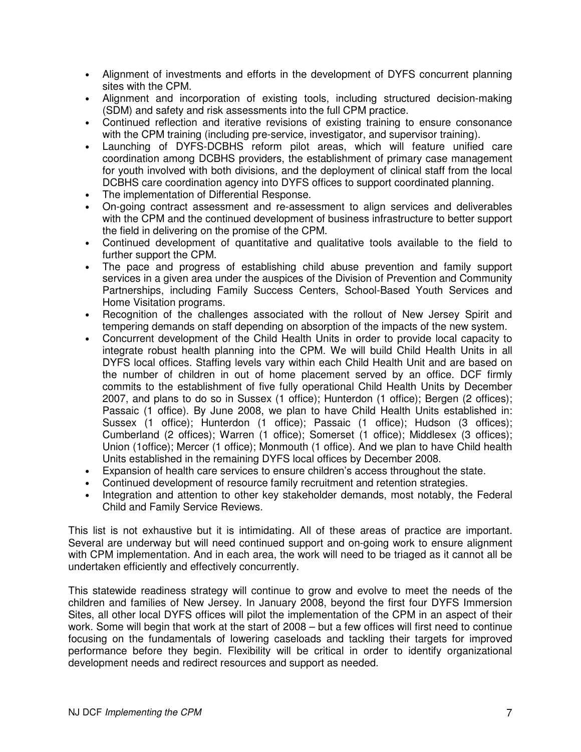- Alignment of investments and efforts in the development of DYFS concurrent planning sites with the CPM.
- Alignment and incorporation of existing tools, including structured decision-making (SDM) and safety and risk assessments into the full CPM practice.
- Continued reflection and iterative revisions of existing training to ensure consonance with the CPM training (including pre-service, investigator, and supervisor training).
- Launching of DYFS-DCBHS reform pilot areas, which will feature unified care coordination among DCBHS providers, the establishment of primary case management for youth involved with both divisions, and the deployment of clinical staff from the local DCBHS care coordination agency into DYFS offices to support coordinated planning.
- The implementation of Differential Response.
- On-going contract assessment and re-assessment to align services and deliverables with the CPM and the continued development of business infrastructure to better support the field in delivering on the promise of the CPM.
- Continued development of quantitative and qualitative tools available to the field to further support the CPM.
- The pace and progress of establishing child abuse prevention and family support services in a given area under the auspices of the Division of Prevention and Community Partnerships, including Family Success Centers, School-Based Youth Services and Home Visitation programs.
- Recognition of the challenges associated with the rollout of New Jersey Spirit and tempering demands on staff depending on absorption of the impacts of the new system.
- Concurrent development of the Child Health Units in order to provide local capacity to integrate robust health planning into the CPM. We will build Child Health Units in all DYFS local offices. Staffing levels vary within each Child Health Unit and are based on the number of children in out of home placement served by an office. DCF firmly commits to the establishment of five fully operational Child Health Units by December 2007, and plans to do so in Sussex (1 office); Hunterdon (1 office); Bergen (2 offices); Passaic (1 office). By June 2008, we plan to have Child Health Units established in: Sussex (1 office); Hunterdon (1 office); Passaic (1 office); Hudson (3 offices); Cumberland (2 offices); Warren (1 office); Somerset (1 office); Middlesex (3 offices); Union (1office); Mercer (1 office); Monmouth (1 office). And we plan to have Child health Units established in the remaining DYFS local offices by December 2008.
- Expansion of health care services to ensure children's access throughout the state.
- Continued development of resource family recruitment and retention strategies.
- Integration and attention to other key stakeholder demands, most notably, the Federal Child and Family Service Reviews.

This list is not exhaustive but it is intimidating. All of these areas of practice are important. Several are underway but will need continued support and on-going work to ensure alignment with CPM implementation. And in each area, the work will need to be triaged as it cannot all be undertaken efficiently and effectively concurrently.

This statewide readiness strategy will continue to grow and evolve to meet the needs of the children and families of New Jersey. In January 2008, beyond the first four DYFS Immersion Sites, all other local DYFS offices will pilot the implementation of the CPM in an aspect of their work. Some will begin that work at the start of 2008 – but a few offices will first need to continue focusing on the fundamentals of lowering caseloads and tackling their targets for improved performance before they begin. Flexibility will be critical in order to identify organizational development needs and redirect resources and support as needed.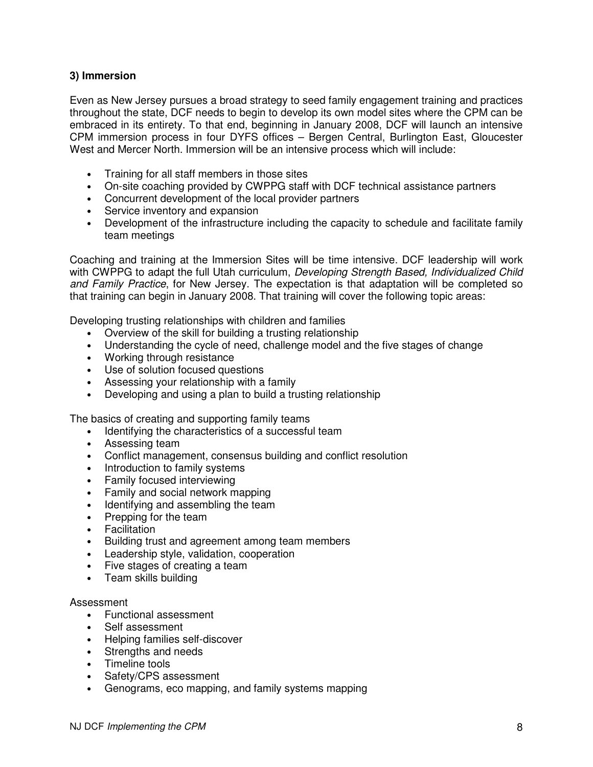### 3) Immersion

Even as New Jersey pursues a broad strategy to seed family engagement training and practices throughout the state, DCF needs to begin to develop its own model sites where the CPM can be embraced in its entirety. To that end, beginning in January 2008, DCF will launch an intensive CPM immersion process in four DYFS offices – Bergen Central, Burlington East, Gloucester West and Mercer North. Immersion will be an intensive process which will include:

- Training for all staff members in those sites
- On-site coaching provided by CWPPG staff with DCF technical assistance partners
- Concurrent development of the local provider partners
- Service inventory and expansion
- Development of the infrastructure including the capacity to schedule and facilitate family team meetings

Coaching and training at the Immersion Sites will be time intensive. DCF leadership will work with CWPPG to adapt the full Utah curriculum, *Developing Strength Based, Individualized Child and Family Practice*, for New Jersey. The expectation is that adaptation will be completed so that training can begin in January 2008. That training will cover the following topic areas:

Developing trusting relationships with children and families

- Overview of the skill for building a trusting relationship
- Understanding the cycle of need, challenge model and the five stages of change
- Working through resistance
- Use of solution focused questions
- Assessing your relationship with a family
- Developing and using a plan to build a trusting relationship

The basics of creating and supporting family teams

- Identifying the characteristics of a successful team
- Assessing team
- Conflict management, consensus building and conflict resolution
- Introduction to family systems
- Family focused interviewing
- Family and social network mapping
- Identifying and assembling the team
- Prepping for the team
- Facilitation
- Building trust and agreement among team members
- Leadership style, validation, cooperation
- Five stages of creating a team
- Team skills building

Assessment

- Functional assessment
- Self assessment
- Helping families self-discover
- Strengths and needs
- Timeline tools
- Safety/CPS assessment
- Genograms, eco mapping, and family systems mapping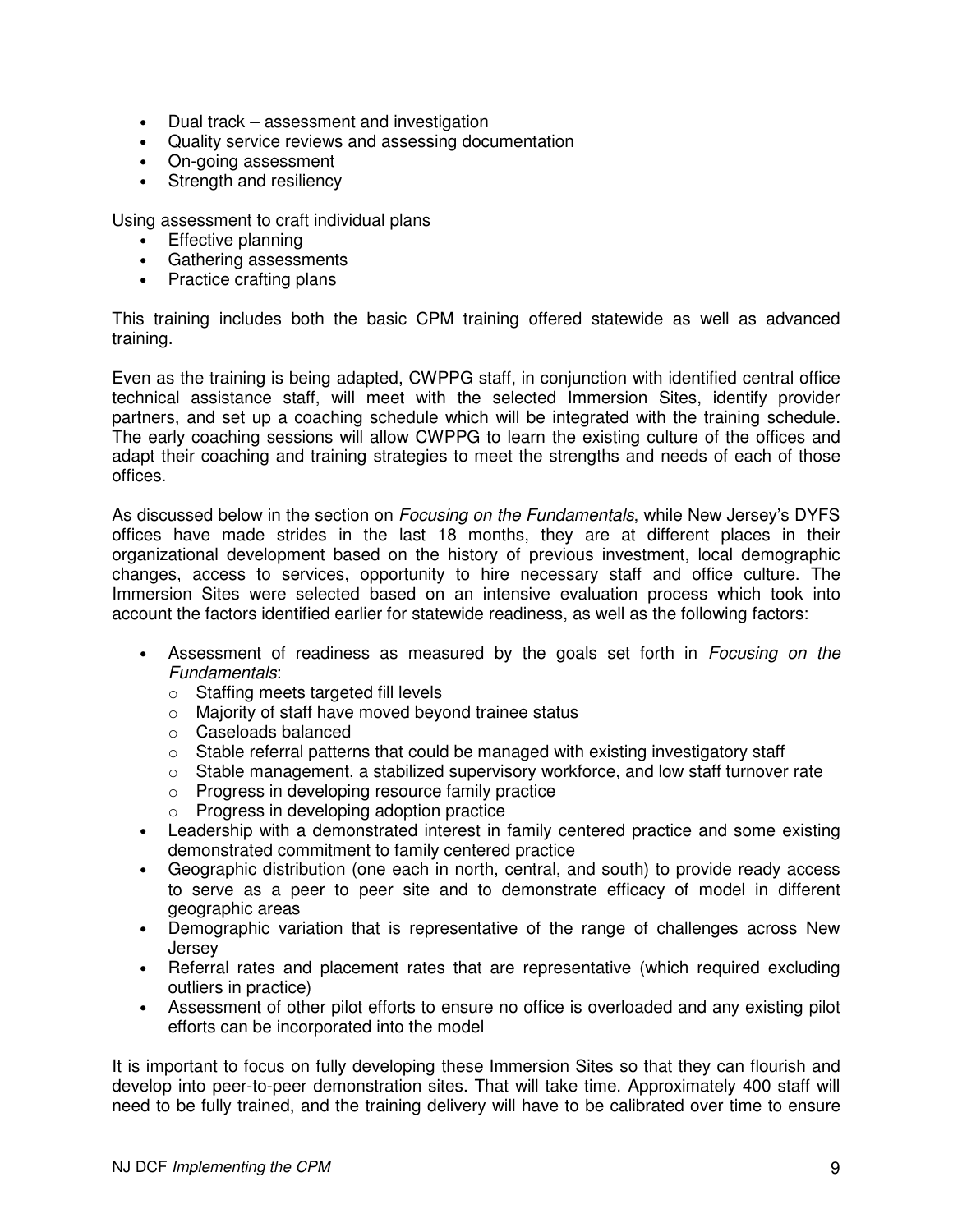- Dual track – assessment and investigation
- Quality service reviews and assessing documentation
- On-going assessment
- Strength and resiliency

Using assessment to craft individual plans

- Effective planning
- Gathering assessments
- Practice crafting plans

This training includes both the basic CPM training offered statewide as well as advanced training.

Even as the training is being adapted, CWPPG staff, in conjunction with identified central office technical assistance staff, will meet with the selected Immersion Sites, identify provider partners, and set up a coaching schedule which will be integrated with the training schedule. The early coaching sessions will allow CWPPG to learn the existing culture of the offices and adapt their coaching and training strategies to meet the strengths and needs of each of those offices.

As discussed below in the section on *Focusing on the Fundamentals*, while New Jersey's DYFS offices have made strides in the last 18 months, they are at different places in their organizational development based on the history of previous investment, local demographic changes, access to services, opportunity to hire necessary staff and office culture. The Immersion Sites were selected based on an intensive evaluation process which took into account the factors identified earlier for statewide readiness, as well as the following factors:

- Assessment of readiness as measured by the goals set forth in *Focusing on the Fundamentals*:
  - Staffing meets targeted fill levels
  - Majority of staff have moved beyond trainee status
  - Caseloads balanced
  - Stable referral patterns that could be managed with existing investigatory staff
  - Stable management, a stabilized supervisory workforce, and low staff turnover rate
  - Progress in developing resource family practice
  - Progress in developing adoption practice
- Leadership with a demonstrated interest in family centered practice and some existing demonstrated commitment to family centered practice
- Geographic distribution (one each in north, central, and south) to provide ready access to serve as a peer to peer site and to demonstrate efficacy of model in different geographic areas
- Demographic variation that is representative of the range of challenges across New Jersey
- Referral rates and placement rates that are representative (which required excluding outliers in practice)
- Assessment of other pilot efforts to ensure no office is overloaded and any existing pilot efforts can be incorporated into the model

It is important to focus on fully developing these Immersion Sites so that they can flourish and develop into peer-to-peer demonstration sites. That will take time. Approximately 400 staff will need to be fully trained, and the training delivery will have to be calibrated over time to ensure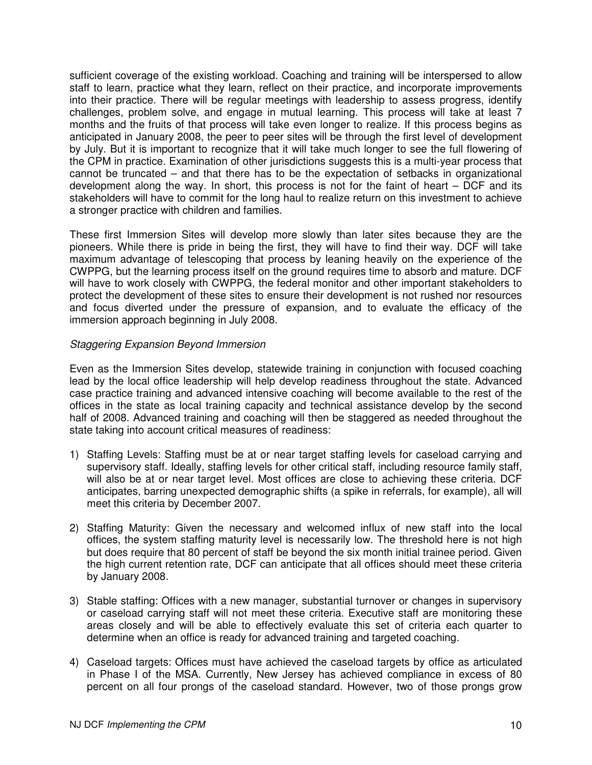sufficient coverage of the existing workload. Coaching and training will be interspersed to allow staff to learn, practice what they learn, reflect on their practice, and incorporate improvements into their practice. There will be regular meetings with leadership to assess progress, identify challenges, problem solve, and engage in mutual learning. This process will take at least 7 months and the fruits of that process will take even longer to realize. If this process begins as anticipated in January 2008, the peer to peer sites will be through the first level of development by July. But it is important to recognize that it will take much longer to see the full flowering of the CPM in practice. Examination of other jurisdictions suggests this is a multi-year process that cannot be truncated – and that there has to be the expectation of setbacks in organizational development along the way. In short, this process is not for the faint of heart – DCF and its stakeholders will have to commit for the long haul to realize return on this investment to achieve a stronger practice with children and families.

These first Immersion Sites will develop more slowly than later sites because they are the pioneers. While there is pride in being the first, they will have to find their way. DCF will take maximum advantage of telescoping that process by leaning heavily on the experience of the CWPPG, but the learning process itself on the ground requires time to absorb and mature. DCF will have to work closely with CWPPG, the federal monitor and other important stakeholders to protect the development of these sites to ensure their development is not rushed nor resources and focus diverted under the pressure of expansion, and to evaluate the efficacy of the immersion approach beginning in July 2008.

*Staggering Expansion Beyond Immersion*

Even as the Immersion Sites develop, statewide training in conjunction with focused coaching lead by the local office leadership will help develop readiness throughout the state. Advanced case practice training and advanced intensive coaching will become available to the rest of the offices in the state as local training capacity and technical assistance develop by the second half of 2008. Advanced training and coaching will then be staggered as needed throughout the state taking into account critical measures of readiness:

1) Staffing Levels: Staffing must be at or near target staffing levels for caseload carrying and supervisory staff. Ideally, staffing levels for other critical staff, including resource family staff, will also be at or near target level. Most offices are close to achieving these criteria. DCF anticipates, barring unexpected demographic shifts (a spike in referrals, for example), all will meet this criteria by December 2007.

2) Staffing Maturity: Given the necessary and welcomed influx of new staff into the local offices, the system staffing maturity level is necessarily low. The threshold here is not high but does require that 80 percent of staff be beyond the six month initial trainee period. Given the high current retention rate, DCF can anticipate that all offices should meet these criteria by January 2008.

3) Stable staffing: Offices with a new manager, substantial turnover or changes in supervisory or caseload carrying staff will not meet these criteria. Executive staff are monitoring these areas closely and will be able to effectively evaluate this set of criteria each quarter to determine when an office is ready for advanced training and targeted coaching.

4) Caseload targets: Offices must have achieved the caseload targets by office as articulated in Phase I of the MSA. Currently, New Jersey has achieved compliance in excess of 80 percent on all four prongs of the caseload standard. However, two of those prongs grow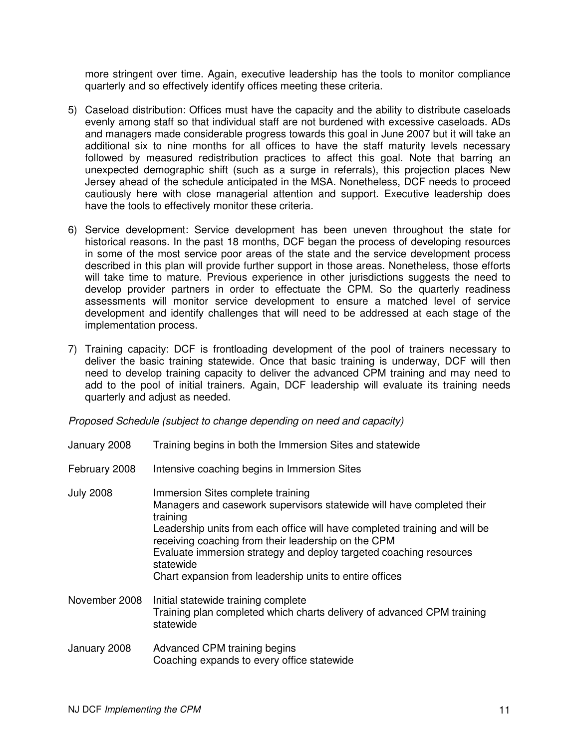more stringent over time. Again, executive leadership has the tools to monitor compliance quarterly and so effectively identify offices meeting these criteria.

5) Caseload distribution: Offices must have the capacity and the ability to distribute caseloads evenly among staff so that individual staff are not burdened with excessive caseloads. ADs and managers made considerable progress towards this goal in June 2007 but it will take an additional six to nine months for all offices to have the staff maturity levels necessary followed by measured redistribution practices to affect this goal. Note that barring an unexpected demographic shift (such as a surge in referrals), this projection places New Jersey ahead of the schedule anticipated in the MSA. Nonetheless, DCF needs to proceed cautiously here with close managerial attention and support. Executive leadership does have the tools to effectively monitor these criteria.

6) Service development: Service development has been uneven throughout the state for historical reasons. In the past 18 months, DCF began the process of developing resources in some of the most service poor areas of the state and the service development process described in this plan will provide further support in those areas. Nonetheless, those efforts will take time to mature. Previous experience in other jurisdictions suggests the need to develop provider partners in order to effectuate the CPM. So the quarterly readiness assessments will monitor service development to ensure a matched level of service development and identify challenges that will need to be addressed at each stage of the implementation process.

7) Training capacity: DCF is frontloading development of the pool of trainers necessary to deliver the basic training statewide. Once that basic training is underway, DCF will then need to develop training capacity to deliver the advanced CPM training and may need to add to the pool of initial trainers. Again, DCF leadership will evaluate its training needs quarterly and adjust as needed.

*Proposed Schedule (subject to change depending on need and capacity)*

| | |
|---|---|
| January 2008 | Training begins in both the Immersion Sites and statewide |
| February 2008 | Intensive coaching begins in Immersion Sites |
| July 2008 | Immersion Sites complete training<br>Managers and casework supervisors statewide will have completed their training<br>Leadership units from each office will have completed training and will be receiving coaching from their leadership on the CPM<br>Evaluate immersion strategy and deploy targeted coaching resources statewide<br>Chart expansion from leadership units to entire offices |
| November 2008 | Initial statewide training complete<br>Training plan completed which charts delivery of advanced CPM training statewide |
| January 2008 | Advanced CPM training begins<br>Coaching expands to every office statewide |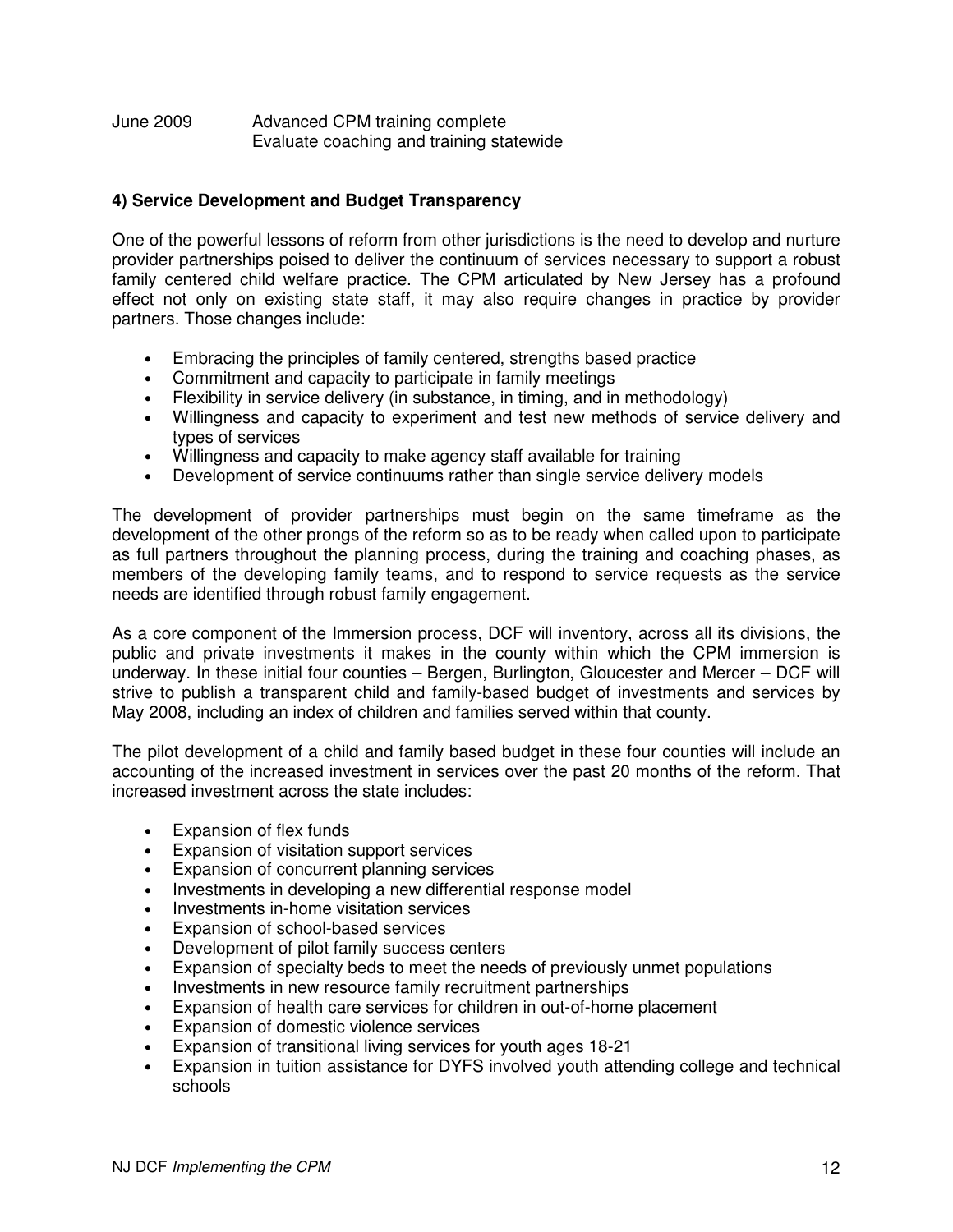| June 2009 | Advanced CPM training complete<br>Evaluate coaching and training statewide |
|---|---|

**4) Service Development and Budget Transparency**

One of the powerful lessons of reform from other jurisdictions is the need to develop and nurture provider partnerships poised to deliver the continuum of services necessary to support a robust family centered child welfare practice. The CPM articulated by New Jersey has a profound effect not only on existing state staff, it may also require changes in practice by provider partners. Those changes include:

- Embracing the principles of family centered, strengths based practice
- Commitment and capacity to participate in family meetings
- Flexibility in service delivery (in substance, in timing, and in methodology)
- Willingness and capacity to experiment and test new methods of service delivery and types of services
- Willingness and capacity to make agency staff available for training
- Development of service continuums rather than single service delivery models

The development of provider partnerships must begin on the same timeframe as the development of the other prongs of the reform so as to be ready when called upon to participate as full partners throughout the planning process, during the training and coaching phases, as members of the developing family teams, and to respond to service requests as the service needs are identified through robust family engagement.

As a core component of the Immersion process, DCF will inventory, across all its divisions, the public and private investments it makes in the county within which the CPM immersion is underway. In these initial four counties – Bergen, Burlington, Gloucester and Mercer – DCF will strive to publish a transparent child and family-based budget of investments and services by May 2008, including an index of children and families served within that county.

The pilot development of a child and family based budget in these four counties will include an accounting of the increased investment in services over the past 20 months of the reform. That increased investment across the state includes:

- Expansion of flex funds
- Expansion of visitation support services
- Expansion of concurrent planning services
- Investments in developing a new differential response model
- Investments in-home visitation services
- Expansion of school-based services
- Development of pilot family success centers
- Expansion of specialty beds to meet the needs of previously unmet populations
- Investments in new resource family recruitment partnerships
- Expansion of health care services for children in out-of-home placement
- Expansion of domestic violence services
- Expansion of transitional living services for youth ages 18-21
- Expansion in tuition assistance for DYFS involved youth attending college and technical schools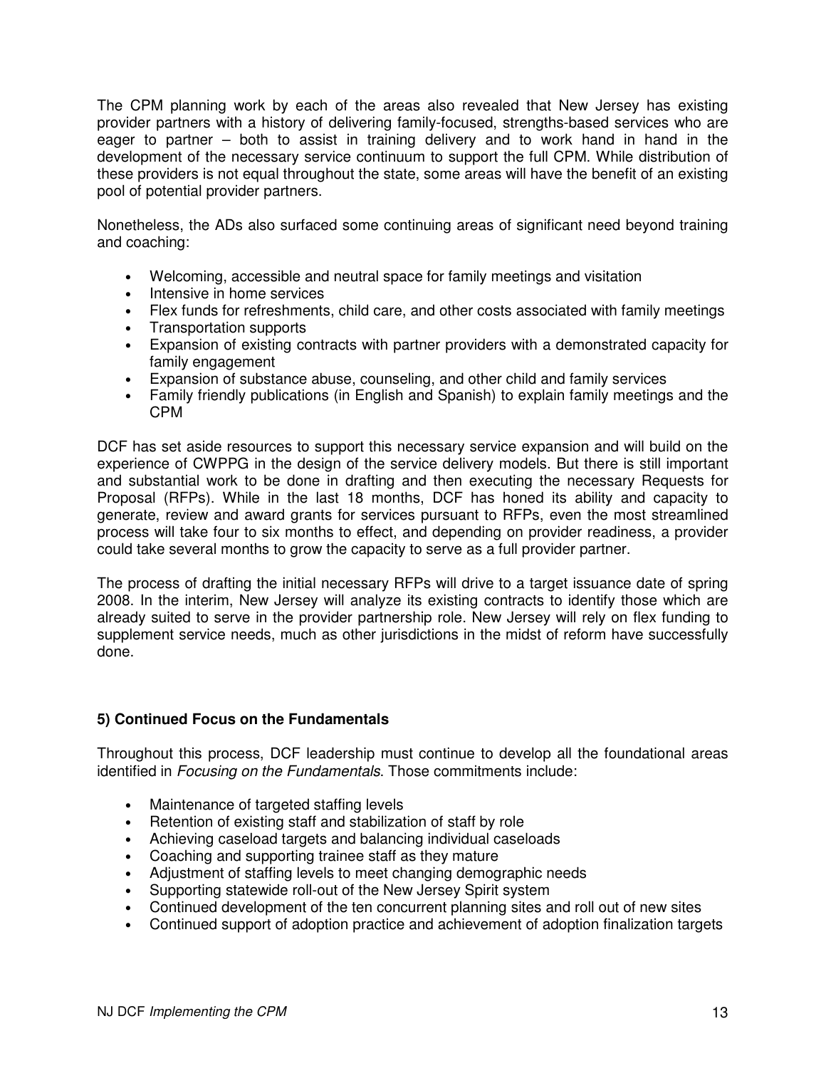The CPM planning work by each of the areas also revealed that New Jersey has existing provider partners with a history of delivering family-focused, strengths-based services who are eager to partner – both to assist in training delivery and to work hand in hand in the development of the necessary service continuum to support the full CPM. While distribution of these providers is not equal throughout the state, some areas will have the benefit of an existing pool of potential provider partners.

Nonetheless, the ADs also surfaced some continuing areas of significant need beyond training and coaching:

- Welcoming, accessible and neutral space for family meetings and visitation
- Intensive in home services
- Flex funds for refreshments, child care, and other costs associated with family meetings
- Transportation supports
- Expansion of existing contracts with partner providers with a demonstrated capacity for family engagement
- Expansion of substance abuse, counseling, and other child and family services
- Family friendly publications (in English and Spanish) to explain family meetings and the CPM

DCF has set aside resources to support this necessary service expansion and will build on the experience of CWPPG in the design of the service delivery models. But there is still important and substantial work to be done in drafting and then executing the necessary Requests for Proposal (RFPs). While in the last 18 months, DCF has honed its ability and capacity to generate, review and award grants for services pursuant to RFPs, even the most streamlined process will take four to six months to effect, and depending on provider readiness, a provider could take several months to grow the capacity to serve as a full provider partner.

The process of drafting the initial necessary RFPs will drive to a target issuance date of spring 2008. In the interim, New Jersey will analyze its existing contracts to identify those which are already suited to serve in the provider partnership role. New Jersey will rely on flex funding to supplement service needs, much as other jurisdictions in the midst of reform have successfully done.

### 5) Continued Focus on the Fundamentals

Throughout this process, DCF leadership must continue to develop all the foundational areas identified in *Focusing on the Fundamentals*. Those commitments include:

- Maintenance of targeted staffing levels
- Retention of existing staff and stabilization of staff by role
- Achieving caseload targets and balancing individual caseloads
- Coaching and supporting trainee staff as they mature
- Adjustment of staffing levels to meet changing demographic needs
- Supporting statewide roll-out of the New Jersey Spirit system
- Continued development of the ten concurrent planning sites and roll out of new sites
- Continued support of adoption practice and achievement of adoption finalization targets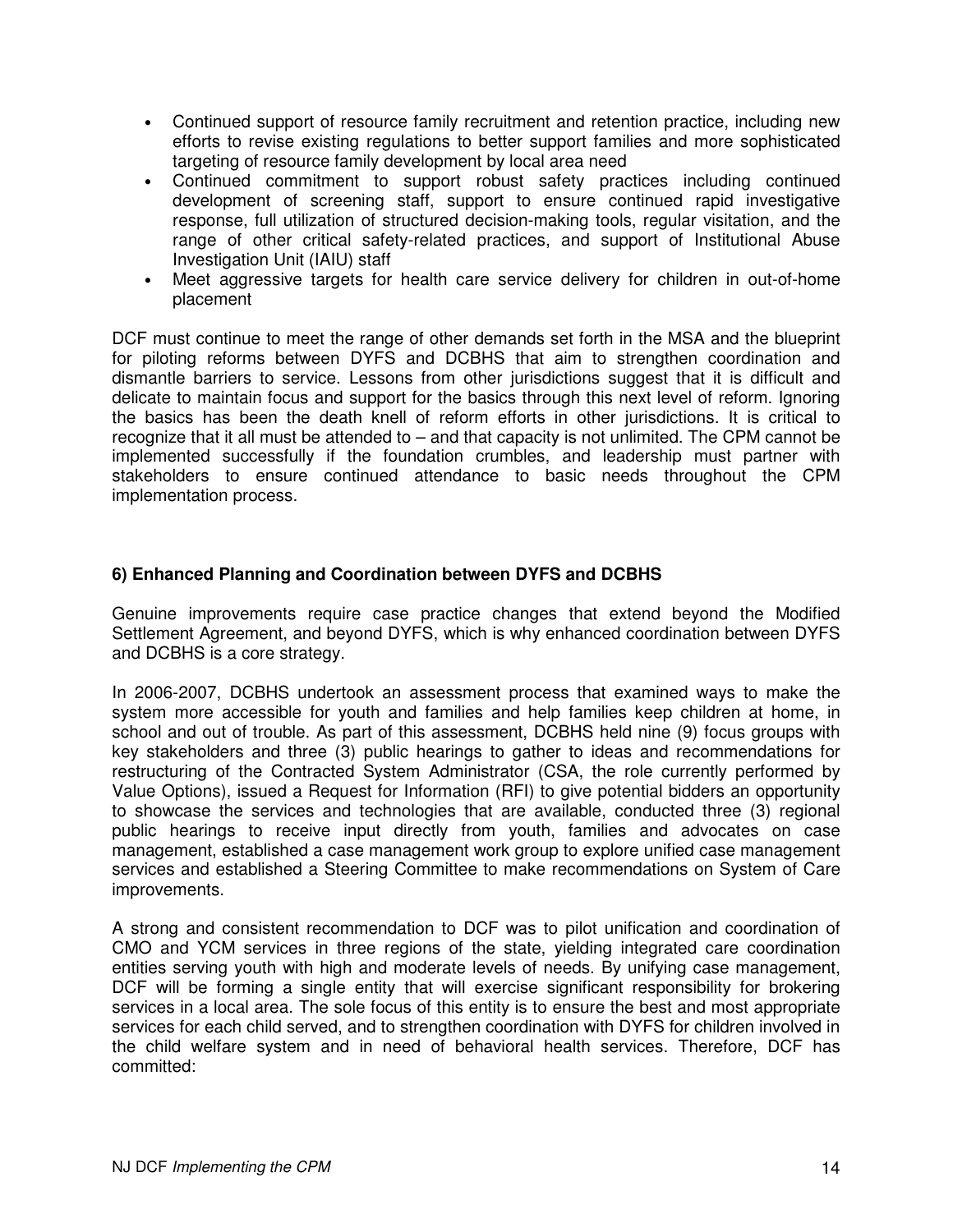- Continued support of resource family recruitment and retention practice, including new efforts to revise existing regulations to better support families and more sophisticated targeting of resource family development by local area need
- Continued commitment to support robust safety practices including continued development of screening staff, support to ensure continued rapid investigative response, full utilization of structured decision-making tools, regular visitation, and the range of other critical safety-related practices, and support of Institutional Abuse Investigation Unit (IAIU) staff
- Meet aggressive targets for health care service delivery for children in out-of-home placement

DCF must continue to meet the range of other demands set forth in the MSA and the blueprint for piloting reforms between DYFS and DCBHS that aim to strengthen coordination and dismantle barriers to service. Lessons from other jurisdictions suggest that it is difficult and delicate to maintain focus and support for the basics through this next level of reform. Ignoring the basics has been the death knell of reform efforts in other jurisdictions. It is critical to recognize that it all must be attended to – and that capacity is not unlimited. The CPM cannot be implemented successfully if the foundation crumbles, and leadership must partner with stakeholders to ensure continued attendance to basic needs throughout the CPM implementation process.

**6) Enhanced Planning and Coordination between DYFS and DCBHS**

Genuine improvements require case practice changes that extend beyond the Modified Settlement Agreement, and beyond DYFS, which is why enhanced coordination between DYFS and DCBHS is a core strategy.

In 2006-2007, DCBHS undertook an assessment process that examined ways to make the system more accessible for youth and families and help families keep children at home, in school and out of trouble. As part of this assessment, DCBHS held nine (9) focus groups with key stakeholders and three (3) public hearings to gather to ideas and recommendations for restructuring of the Contracted System Administrator (CSA, the role currently performed by Value Options), issued a Request for Information (RFI) to give potential bidders an opportunity to showcase the services and technologies that are available, conducted three (3) regional public hearings to receive input directly from youth, families and advocates on case management, established a case management work group to explore unified case management services and established a Steering Committee to make recommendations on System of Care improvements.

A strong and consistent recommendation to DCF was to pilot unification and coordination of CMO and YCM services in three regions of the state, yielding integrated care coordination entities serving youth with high and moderate levels of needs. By unifying case management, DCF will be forming a single entity that will exercise significant responsibility for brokering services in a local area. The sole focus of this entity is to ensure the best and most appropriate services for each child served, and to strengthen coordination with DYFS for children involved in the child welfare system and in need of behavioral health services. Therefore, DCF has committed: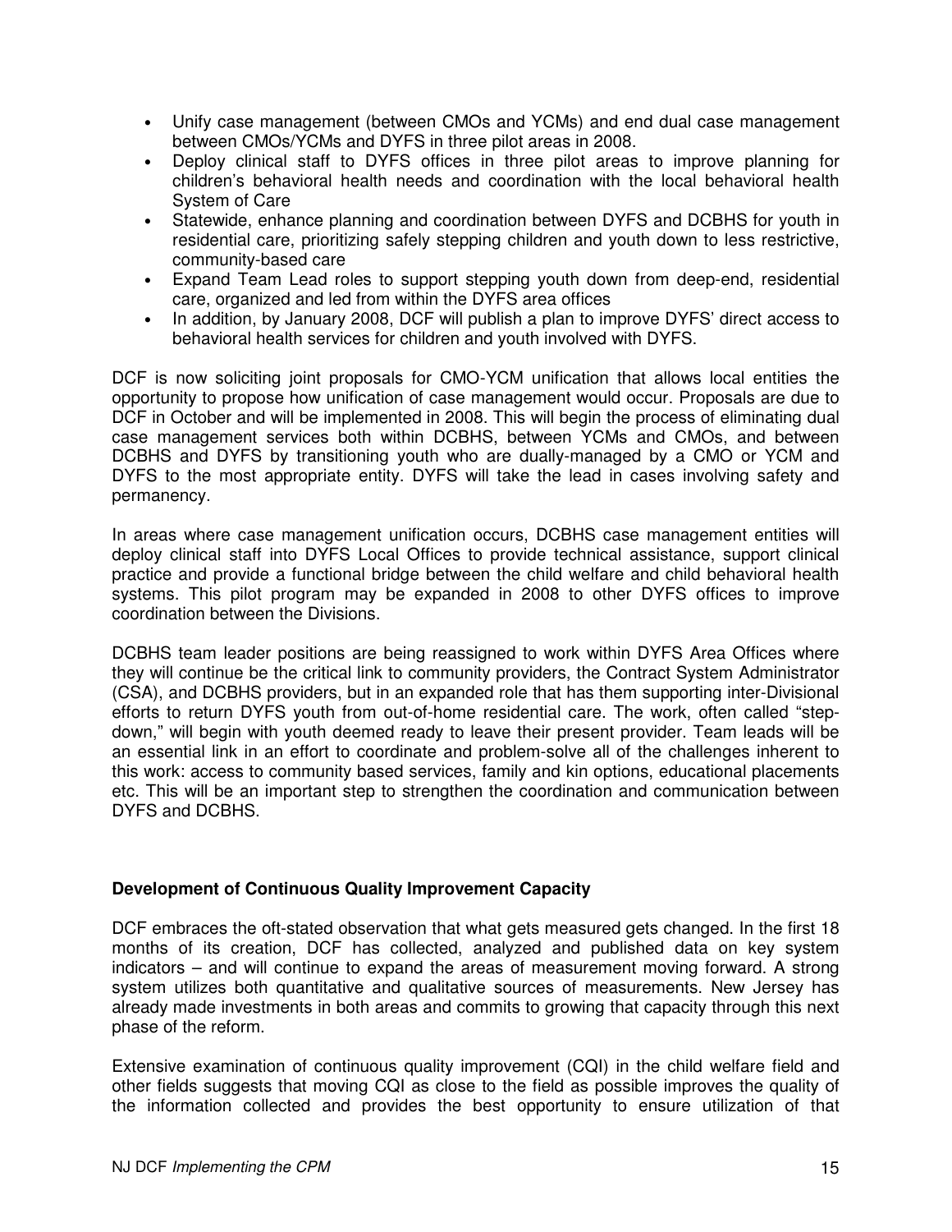- Unify case management (between CMOs and YCMs) and end dual case management between CMOs/YCMs and DYFS in three pilot areas in 2008.
- Deploy clinical staff to DYFS offices in three pilot areas to improve planning for children's behavioral health needs and coordination with the local behavioral health System of Care
- Statewide, enhance planning and coordination between DYFS and DCBHS for youth in residential care, prioritizing safely stepping children and youth down to less restrictive, community-based care
- Expand Team Lead roles to support stepping youth down from deep-end, residential care, organized and led from within the DYFS area offices
- In addition, by January 2008, DCF will publish a plan to improve DYFS' direct access to behavioral health services for children and youth involved with DYFS.

DCF is now soliciting joint proposals for CMO-YCM unification that allows local entities the opportunity to propose how unification of case management would occur. Proposals are due to DCF in October and will be implemented in 2008. This will begin the process of eliminating dual case management services both within DCBHS, between YCMs and CMOs, and between DCBHS and DYFS by transitioning youth who are dually-managed by a CMO or YCM and DYFS to the most appropriate entity. DYFS will take the lead in cases involving safety and permanency.

In areas where case management unification occurs, DCBHS case management entities will deploy clinical staff into DYFS Local Offices to provide technical assistance, support clinical practice and provide a functional bridge between the child welfare and child behavioral health systems. This pilot program may be expanded in 2008 to other DYFS offices to improve coordination between the Divisions.

DCBHS team leader positions are being reassigned to work within DYFS Area Offices where they will continue be the critical link to community providers, the Contract System Administrator (CSA), and DCBHS providers, but in an expanded role that has them supporting inter-Divisional efforts to return DYFS youth from out-of-home residential care. The work, often called "step-down," will begin with youth deemed ready to leave their present provider. Team leads will be an essential link in an effort to coordinate and problem-solve all of the challenges inherent to this work: access to community based services, family and kin options, educational placements etc. This will be an important step to strengthen the coordination and communication between DYFS and DCBHS.

**Development of Continuous Quality Improvement Capacity**

DCF embraces the oft-stated observation that what gets measured gets changed. In the first 18 months of its creation, DCF has collected, analyzed and published data on key system indicators – and will continue to expand the areas of measurement moving forward. A strong system utilizes both quantitative and qualitative sources of measurements. New Jersey has already made investments in both areas and commits to growing that capacity through this next phase of the reform.

Extensive examination of continuous quality improvement (CQI) in the child welfare field and other fields suggests that moving CQI as close to the field as possible improves the quality of the information collected and provides the best opportunity to ensure utilization of that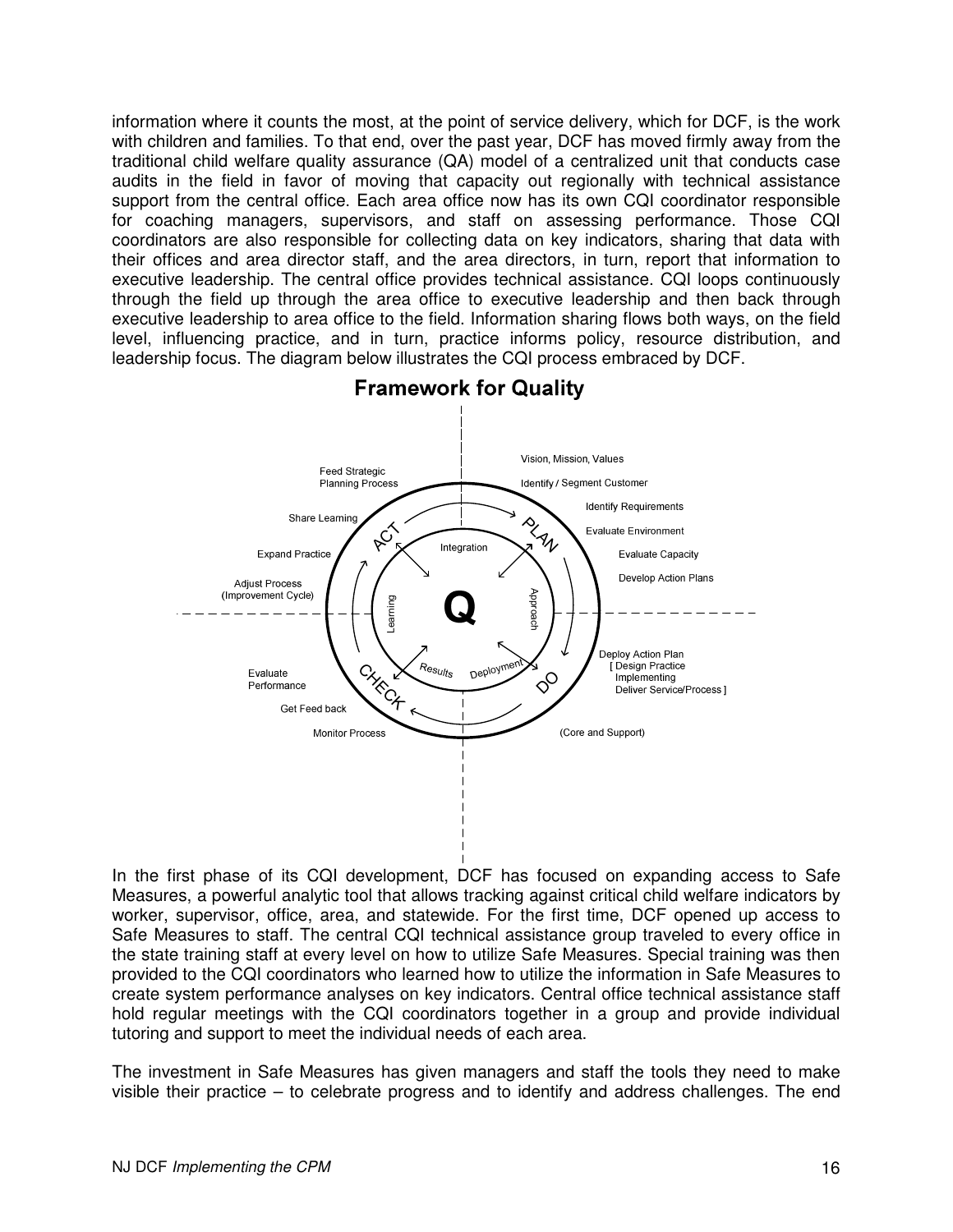information where it counts the most, at the point of service delivery, which for DCF, is the work with children and families. To that end, over the past year, DCF has moved firmly away from the traditional child welfare quality assurance (QA) model of a centralized unit that conducts case audits in the field in favor of moving that capacity out regionally with technical assistance support from the central office. Each area office now has its own CQI coordinator responsible for coaching managers, supervisors, and staff on assessing performance. Those CQI coordinators are also responsible for collecting data on key indicators, sharing that data with their offices and area director staff, and the area directors, in turn, report that information to executive leadership. The central office provides technical assistance. CQI loops continuously through the field up through the area office to executive leadership and then back through executive leadership to area office to the field. Information sharing flows both ways, on the field level, influencing practice, and in turn, practice informs policy, resource distribution, and leadership focus. The diagram below illustrates the CQI process embraced by DCF.

**Framework for Quality**

- PLAN: Vision, Mission, Values; Identify / Segment Customer; Identify Requirements; Evaluate Environment; Evaluate Capacity; Develop Action Plans
- DO: Deploy Action Plan [ Design Practice Implementing Deliver Service/Process ] (Core and Support)
- CHECK: Monitor Process; Get Feed back; Evaluate Performance
- ACT: Adjust Process (Improvement Cycle); Expand Practice; Share Learning; Feed Strategic Planning Process
- Q: Integration; Approach; Deployment; Results; Learning

In the first phase of its CQI development, DCF has focused on expanding access to Safe Measures, a powerful analytic tool that allows tracking against critical child welfare indicators by worker, supervisor, office, area, and statewide. For the first time, DCF opened up access to Safe Measures to staff. The central CQI technical assistance group traveled to every office in the state training staff at every level on how to utilize Safe Measures. Special training was then provided to the CQI coordinators who learned how to utilize the information in Safe Measures to create system performance analyses on key indicators. Central office technical assistance staff hold regular meetings with the CQI coordinators together in a group and provide individual tutoring and support to meet the individual needs of each area.

The investment in Safe Measures has given managers and staff the tools they need to make visible their practice – to celebrate progress and to identify and address challenges. The end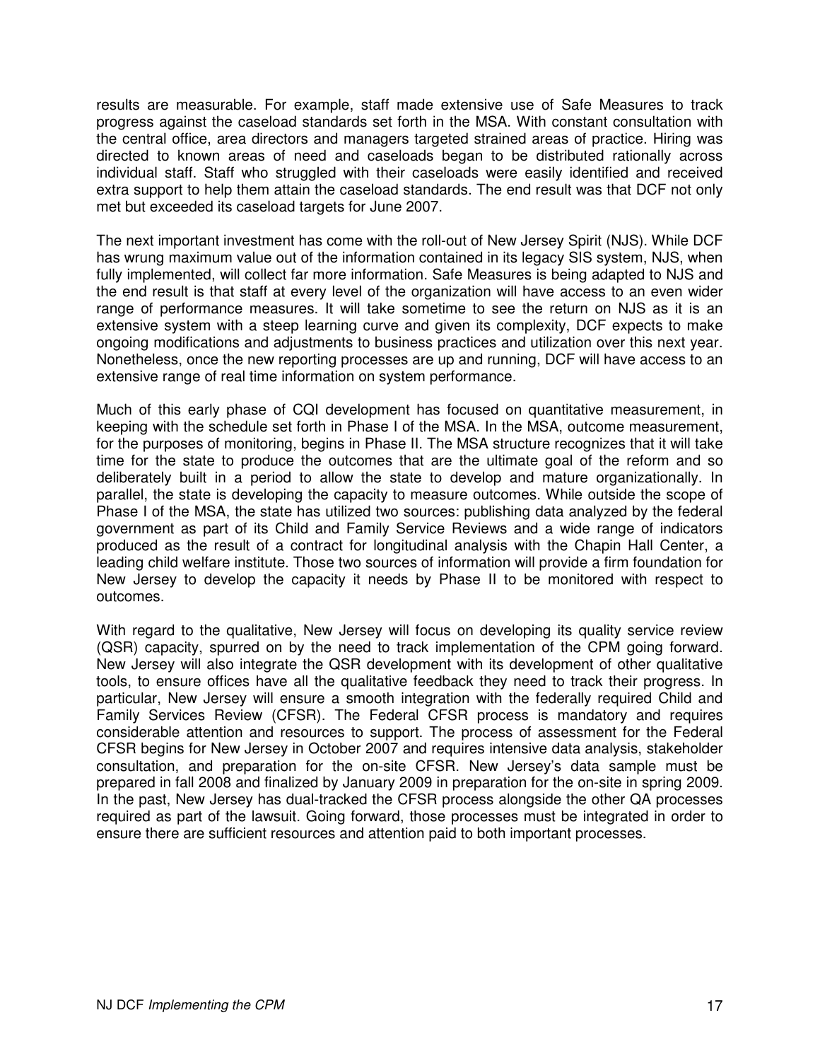results are measurable. For example, staff made extensive use of Safe Measures to track progress against the caseload standards set forth in the MSA. With constant consultation with the central office, area directors and managers targeted strained areas of practice. Hiring was directed to known areas of need and caseloads began to be distributed rationally across individual staff. Staff who struggled with their caseloads were easily identified and received extra support to help them attain the caseload standards. The end result was that DCF not only met but exceeded its caseload targets for June 2007.

The next important investment has come with the roll-out of New Jersey Spirit (NJS). While DCF has wrung maximum value out of the information contained in its legacy SIS system, NJS, when fully implemented, will collect far more information. Safe Measures is being adapted to NJS and the end result is that staff at every level of the organization will have access to an even wider range of performance measures. It will take sometime to see the return on NJS as it is an extensive system with a steep learning curve and given its complexity, DCF expects to make ongoing modifications and adjustments to business practices and utilization over this next year. Nonetheless, once the new reporting processes are up and running, DCF will have access to an extensive range of real time information on system performance.

Much of this early phase of CQI development has focused on quantitative measurement, in keeping with the schedule set forth in Phase I of the MSA. In the MSA, outcome measurement, for the purposes of monitoring, begins in Phase II. The MSA structure recognizes that it will take time for the state to produce the outcomes that are the ultimate goal of the reform and so deliberately built in a period to allow the state to develop and mature organizationally. In parallel, the state is developing the capacity to measure outcomes. While outside the scope of Phase I of the MSA, the state has utilized two sources: publishing data analyzed by the federal government as part of its Child and Family Service Reviews and a wide range of indicators produced as the result of a contract for longitudinal analysis with the Chapin Hall Center, a leading child welfare institute. Those two sources of information will provide a firm foundation for New Jersey to develop the capacity it needs by Phase II to be monitored with respect to outcomes.

With regard to the qualitative, New Jersey will focus on developing its quality service review (QSR) capacity, spurred on by the need to track implementation of the CPM going forward. New Jersey will also integrate the QSR development with its development of other qualitative tools, to ensure offices have all the qualitative feedback they need to track their progress. In particular, New Jersey will ensure a smooth integration with the federally required Child and Family Services Review (CFSR). The Federal CFSR process is mandatory and requires considerable attention and resources to support. The process of assessment for the Federal CFSR begins for New Jersey in October 2007 and requires intensive data analysis, stakeholder consultation, and preparation for the on-site CFSR. New Jersey's data sample must be prepared in fall 2008 and finalized by January 2009 in preparation for the on-site in spring 2009. In the past, New Jersey has dual-tracked the CFSR process alongside the other QA processes required as part of the lawsuit. Going forward, those processes must be integrated in order to ensure there are sufficient resources and attention paid to both important processes.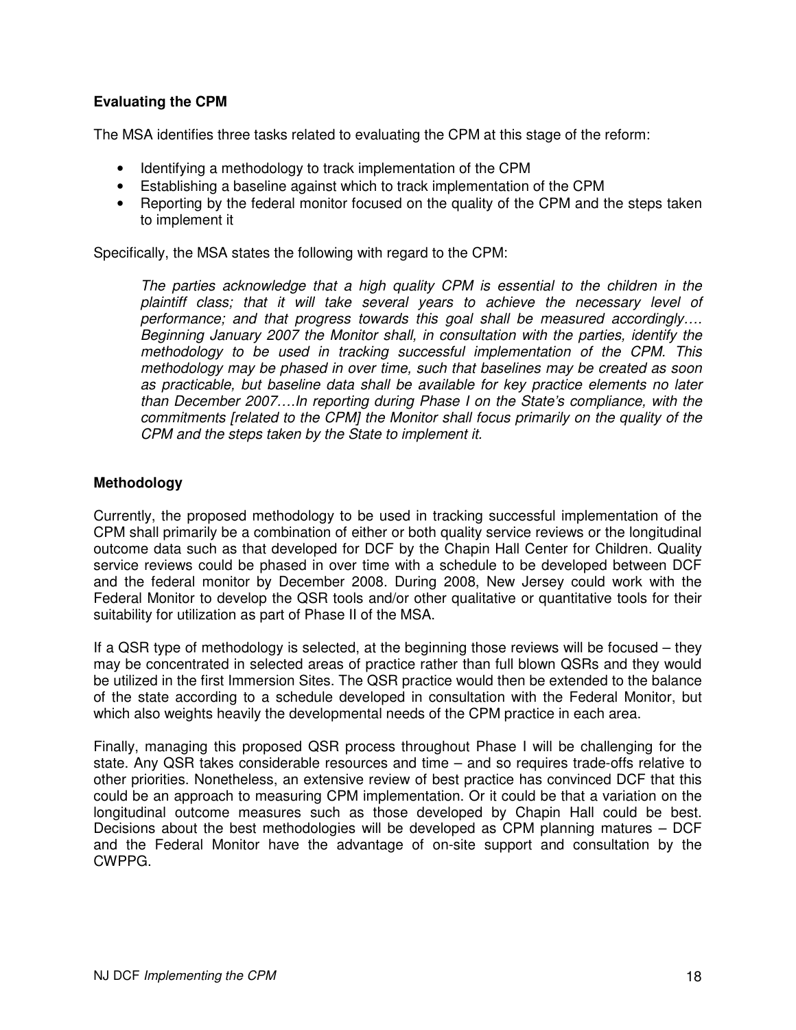### Evaluating the CPM

The MSA identifies three tasks related to evaluating the CPM at this stage of the reform:

- Identifying a methodology to track implementation of the CPM
- Establishing a baseline against which to track implementation of the CPM
- Reporting by the federal monitor focused on the quality of the CPM and the steps taken to implement it

Specifically, the MSA states the following with regard to the CPM:

> *The parties acknowledge that a high quality CPM is essential to the children in the plaintiff class; that it will take several years to achieve the necessary level of performance; and that progress towards this goal shall be measured accordingly…. Beginning January 2007 the Monitor shall, in consultation with the parties, identify the methodology to be used in tracking successful implementation of the CPM. This methodology may be phased in over time, such that baselines may be created as soon as practicable, but baseline data shall be available for key practice elements no later than December 2007….In reporting during Phase I on the State's compliance, with the commitments [related to the CPM] the Monitor shall focus primarily on the quality of the CPM and the steps taken by the State to implement it.*

### Methodology

Currently, the proposed methodology to be used in tracking successful implementation of the CPM shall primarily be a combination of either or both quality service reviews or the longitudinal outcome data such as that developed for DCF by the Chapin Hall Center for Children. Quality service reviews could be phased in over time with a schedule to be developed between DCF and the federal monitor by December 2008. During 2008, New Jersey could work with the Federal Monitor to develop the QSR tools and/or other qualitative or quantitative tools for their suitability for utilization as part of Phase II of the MSA.

If a QSR type of methodology is selected, at the beginning those reviews will be focused – they may be concentrated in selected areas of practice rather than full blown QSRs and they would be utilized in the first Immersion Sites. The QSR practice would then be extended to the balance of the state according to a schedule developed in consultation with the Federal Monitor, but which also weights heavily the developmental needs of the CPM practice in each area.

Finally, managing this proposed QSR process throughout Phase I will be challenging for the state. Any QSR takes considerable resources and time – and so requires trade-offs relative to other priorities. Nonetheless, an extensive review of best practice has convinced DCF that this could be an approach to measuring CPM implementation. Or it could be that a variation on the longitudinal outcome measures such as those developed by Chapin Hall could be best. Decisions about the best methodologies will be developed as CPM planning matures – DCF and the Federal Monitor have the advantage of on-site support and consultation by the CWPPG.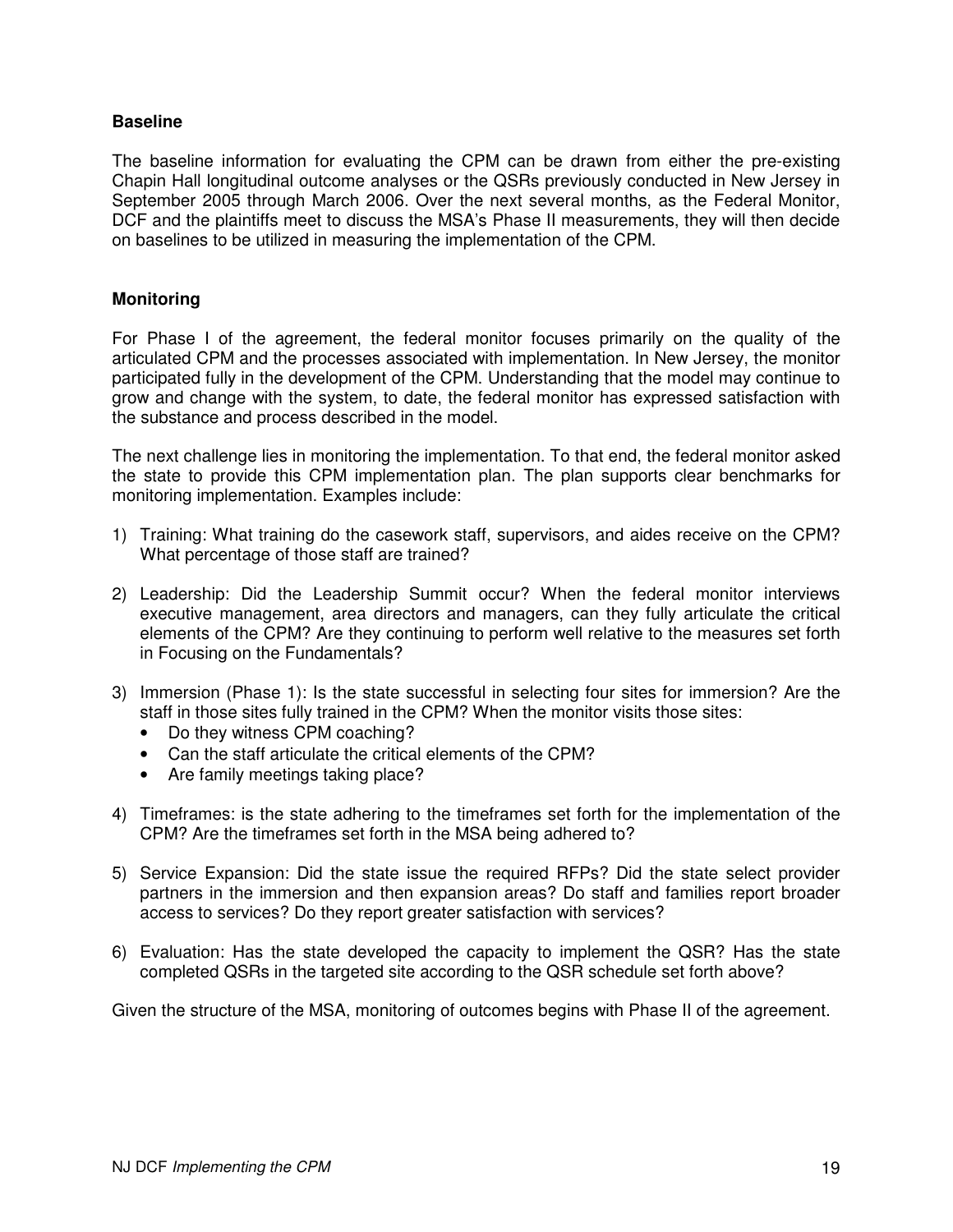### Baseline

The baseline information for evaluating the CPM can be drawn from either the pre-existing Chapin Hall longitudinal outcome analyses or the QSRs previously conducted in New Jersey in September 2005 through March 2006. Over the next several months, as the Federal Monitor, DCF and the plaintiffs meet to discuss the MSA's Phase II measurements, they will then decide on baselines to be utilized in measuring the implementation of the CPM.

### Monitoring

For Phase I of the agreement, the federal monitor focuses primarily on the quality of the articulated CPM and the processes associated with implementation. In New Jersey, the monitor participated fully in the development of the CPM. Understanding that the model may continue to grow and change with the system, to date, the federal monitor has expressed satisfaction with the substance and process described in the model.

The next challenge lies in monitoring the implementation. To that end, the federal monitor asked the state to provide this CPM implementation plan. The plan supports clear benchmarks for monitoring implementation. Examples include:

1) Training: What training do the casework staff, supervisors, and aides receive on the CPM? What percentage of those staff are trained?

2) Leadership: Did the Leadership Summit occur? When the federal monitor interviews executive management, area directors and managers, can they fully articulate the critical elements of the CPM? Are they continuing to perform well relative to the measures set forth in Focusing on the Fundamentals?

3) Immersion (Phase 1): Is the state successful in selecting four sites for immersion? Are the staff in those sites fully trained in the CPM? When the monitor visits those sites:
   - Do they witness CPM coaching?
   - Can the staff articulate the critical elements of the CPM?
   - Are family meetings taking place?

4) Timeframes: is the state adhering to the timeframes set forth for the implementation of the CPM? Are the timeframes set forth in the MSA being adhered to?

5) Service Expansion: Did the state issue the required RFPs? Did the state select provider partners in the immersion and then expansion areas? Do staff and families report broader access to services? Do they report greater satisfaction with services?

6) Evaluation: Has the state developed the capacity to implement the QSR? Has the state completed QSRs in the targeted site according to the QSR schedule set forth above?

Given the structure of the MSA, monitoring of outcomes begins with Phase II of the agreement.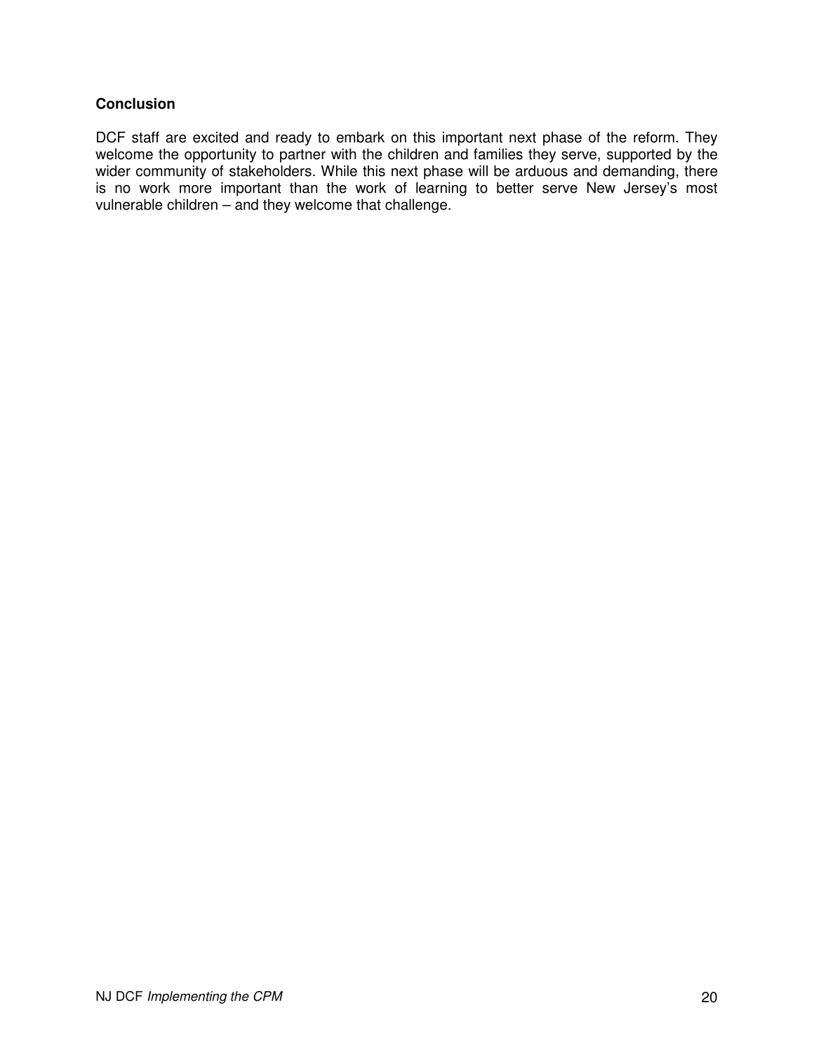**Conclusion**

DCF staff are excited and ready to embark on this important next phase of the reform. They welcome the opportunity to partner with the children and families they serve, supported by the wider community of stakeholders. While this next phase will be arduous and demanding, there is no work more important than the work of learning to better serve New Jersey's most vulnerable children – and they welcome that challenge.